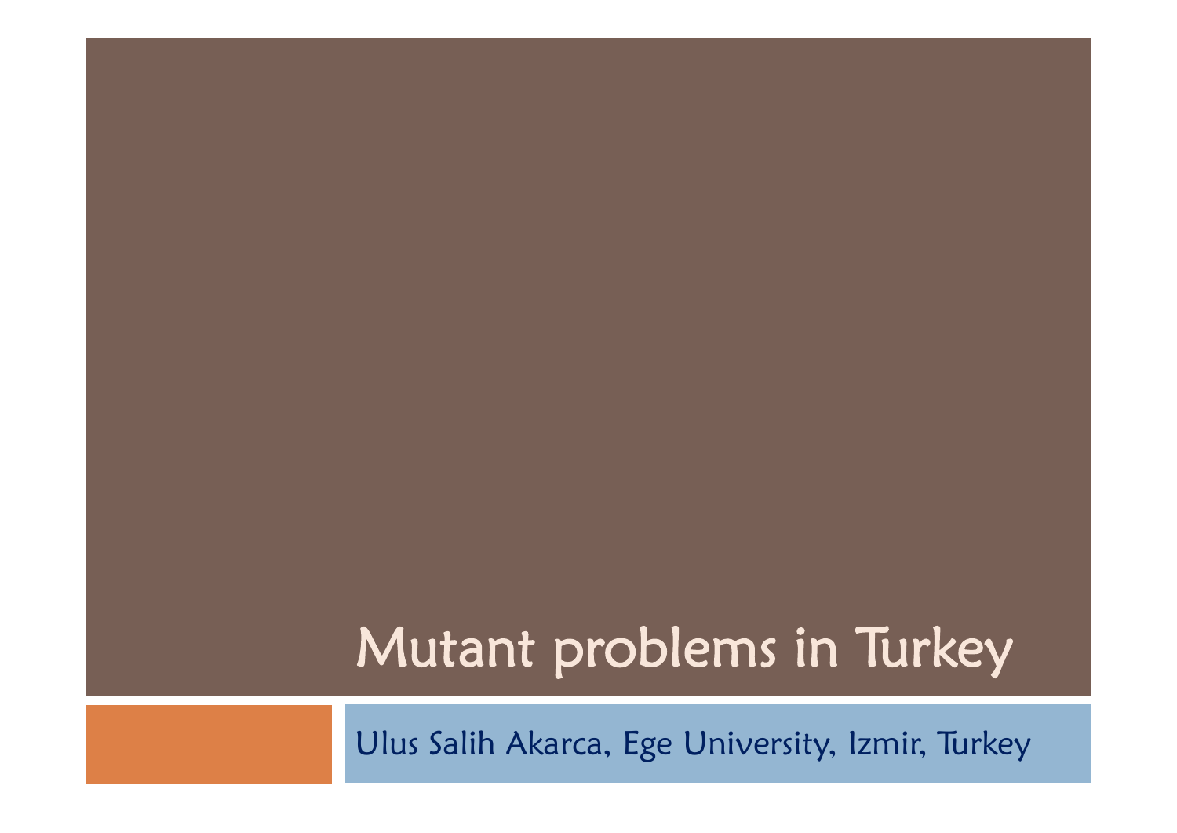# Mutant problems in Turkey

Ulus Salih Akarca, Ege University, Izmir, Turkey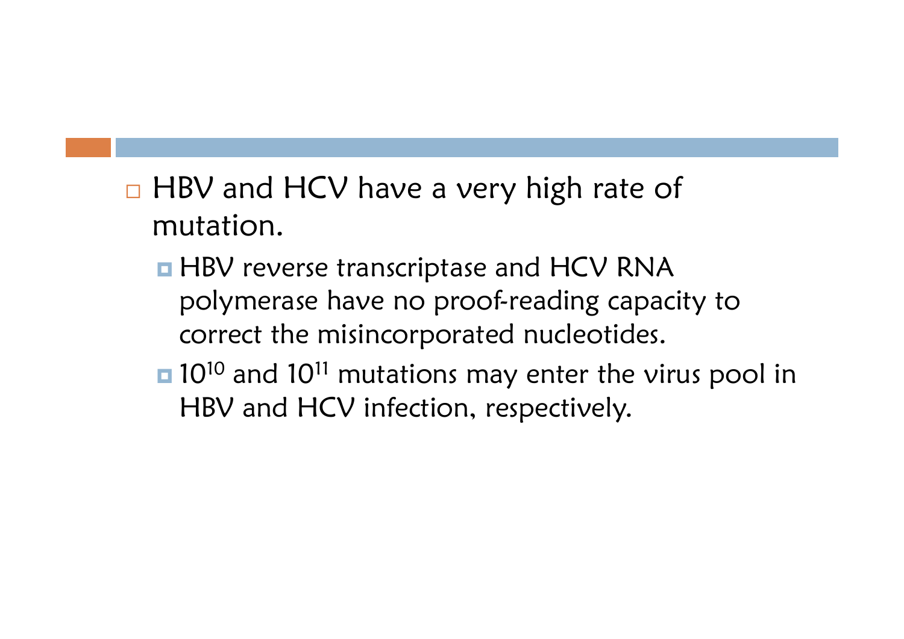- HBV and HCV have a very high rate of mutation.
  - HBV reverse transcriptase and HCV RNA polymerase have no proof-reading capacity to correct the misincorporated nucleotides.
  - $10^{10}$ and $10^{11}$ mutations may enter the virus pool in HBV and HCV infection, respectively.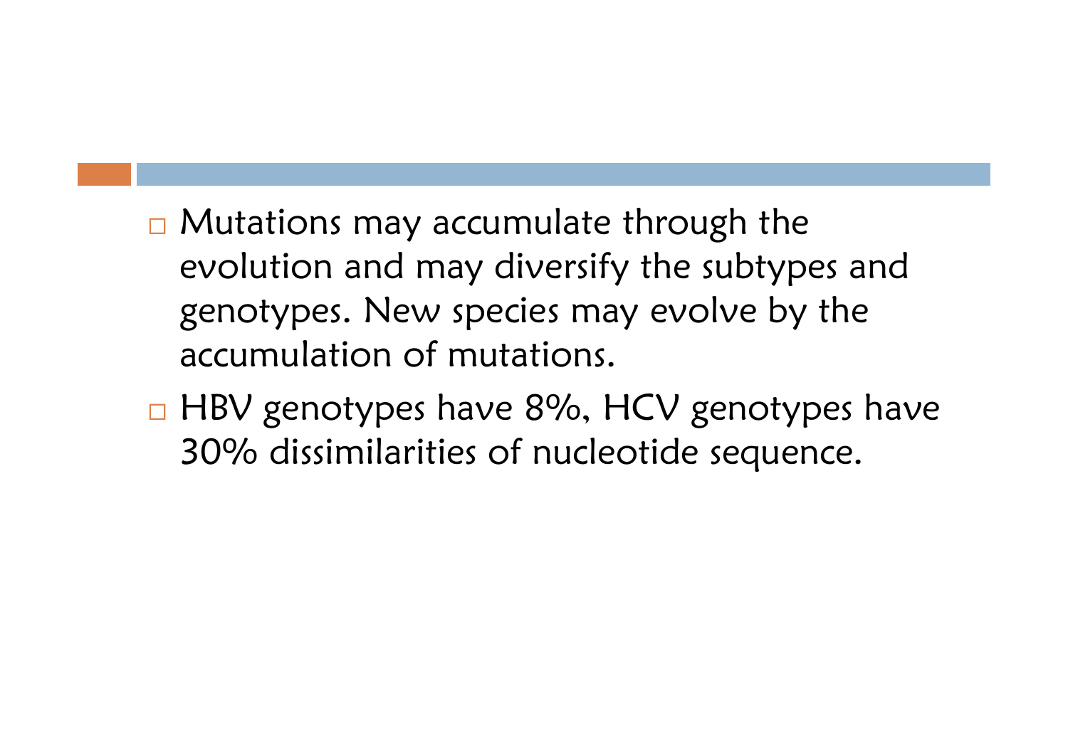- Mutations may accumulate through the evolution and may diversify the subtypes and genotypes. New species may evolve by the accumulation of mutations.
- HBV genotypes have 8%, HCV genotypes have 30% dissimilarities of nucleotide sequence.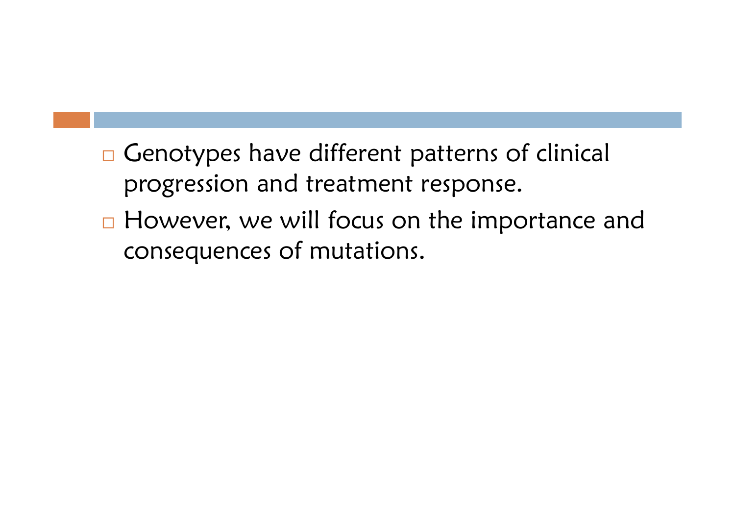- Genotypes have different patterns of clinical progression and treatment response.
- However, we will focus on the importance and consequences of mutations.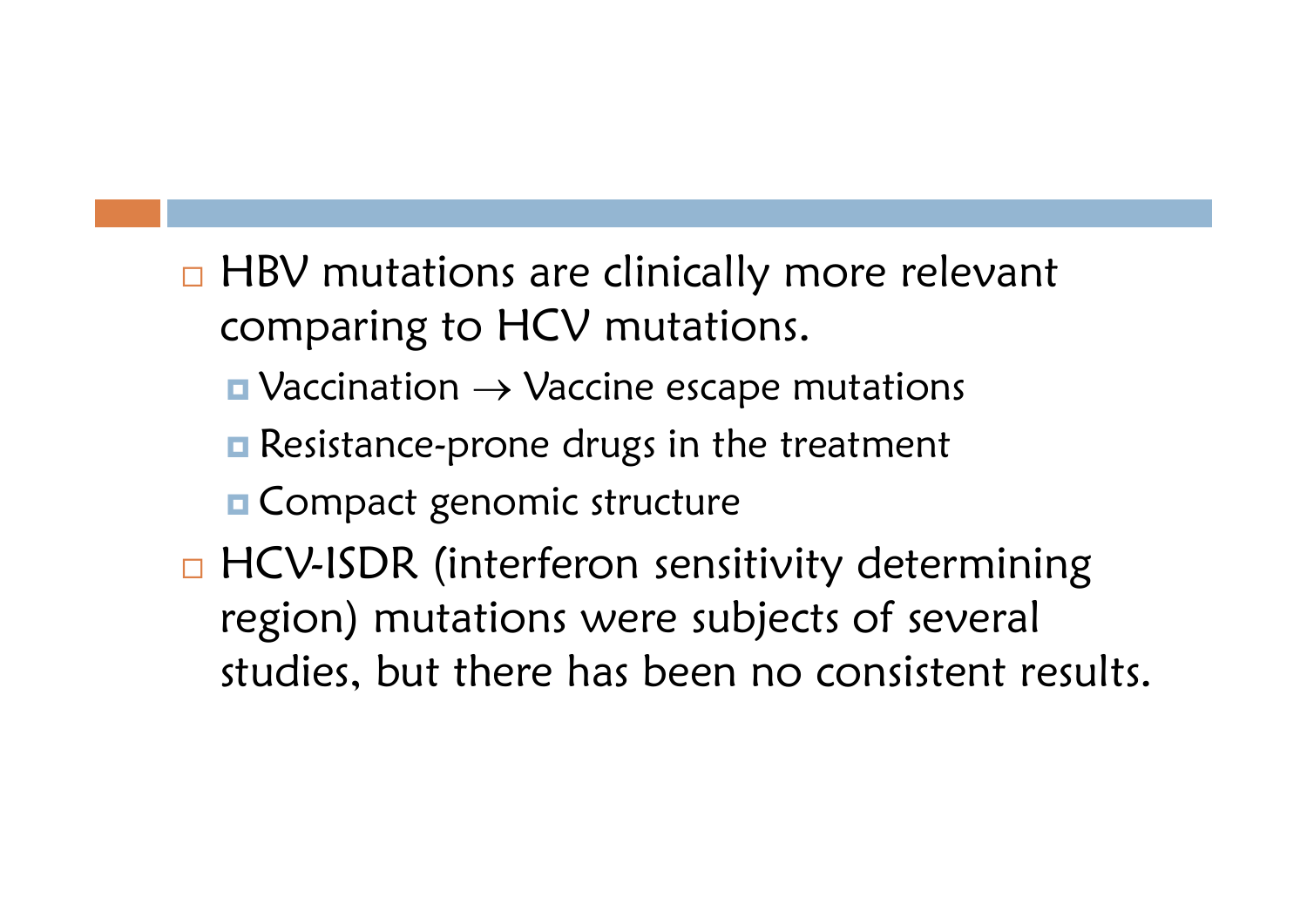- HBV mutations are clinically more relevant comparing to HCV mutations.
  - Vaccination → Vaccine escape mutations
  - Resistance-prone drugs in the treatment
  - Compact genomic structure
- HCV-ISDR (interferon sensitivity determining region) mutations were subjects of several studies, but there has been no consistent results.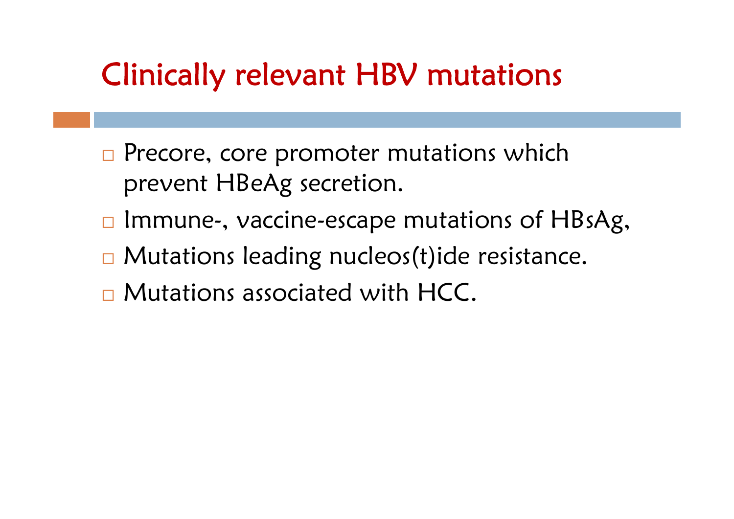# Clinically relevant HBV mutations

- Precore, core promoter mutations which prevent HBeAg secretion.
- Immune-, vaccine-escape mutations of HBsAg,
- Mutations leading nucleos(t)ide resistance.
- Mutations associated with HCC.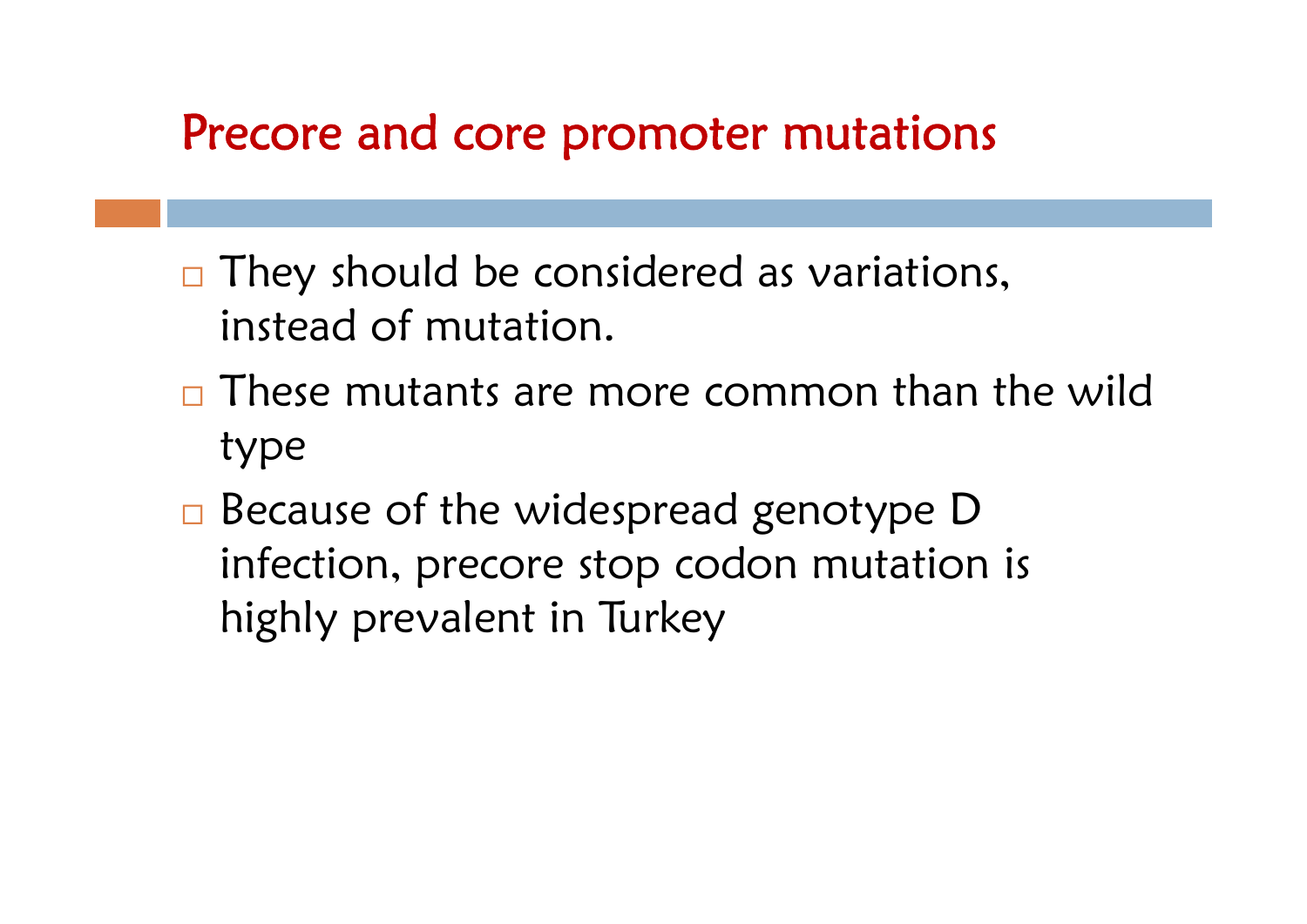# Precore and core promoter mutations

- They should be considered as variations, instead of mutation.
- These mutants are more common than the wild type
- Because of the widespread genotype D infection, precore stop codon mutation is highly prevalent in Turkey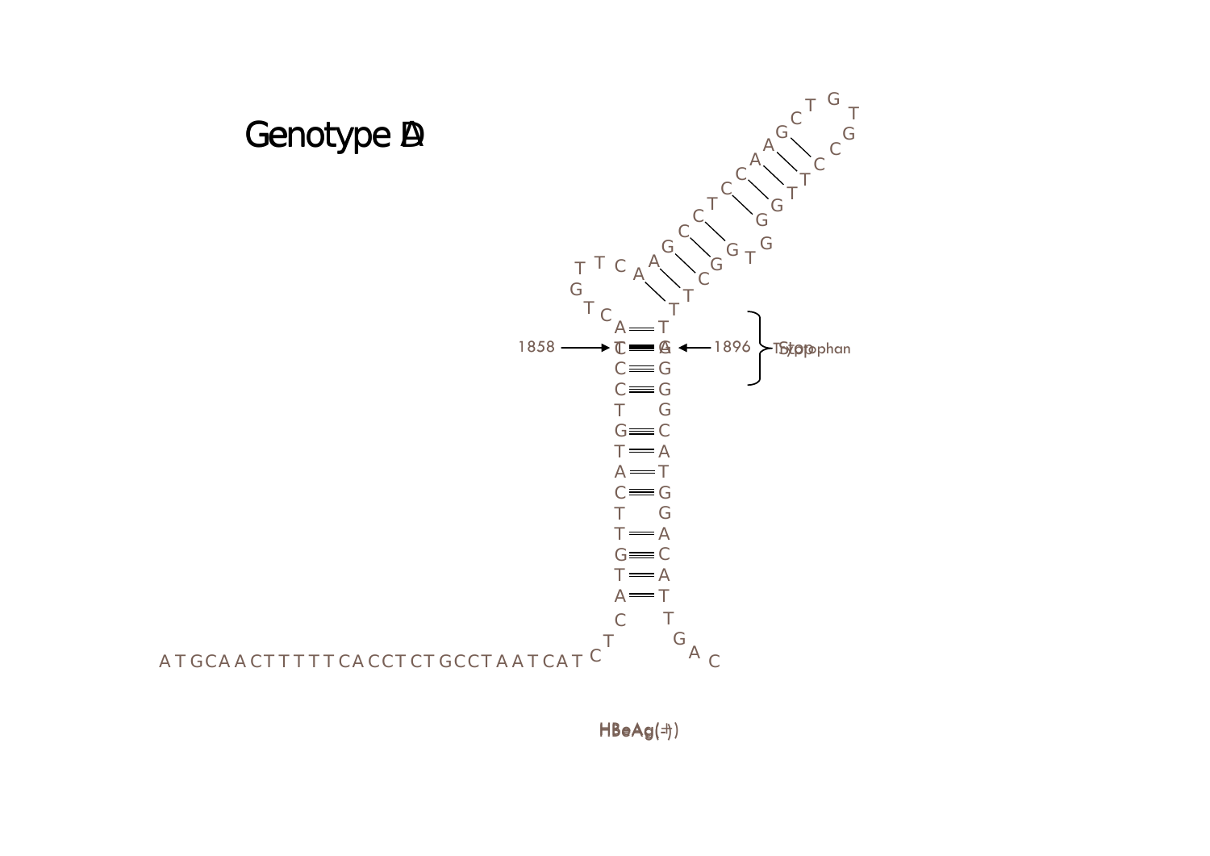# Genotype D

A T G C A A C T T T T T C A C C T C T G C C T A A T C A T C

1858 → ← 1896

Stop / Tryptophan

HBeAg(−) / HBeAg(+)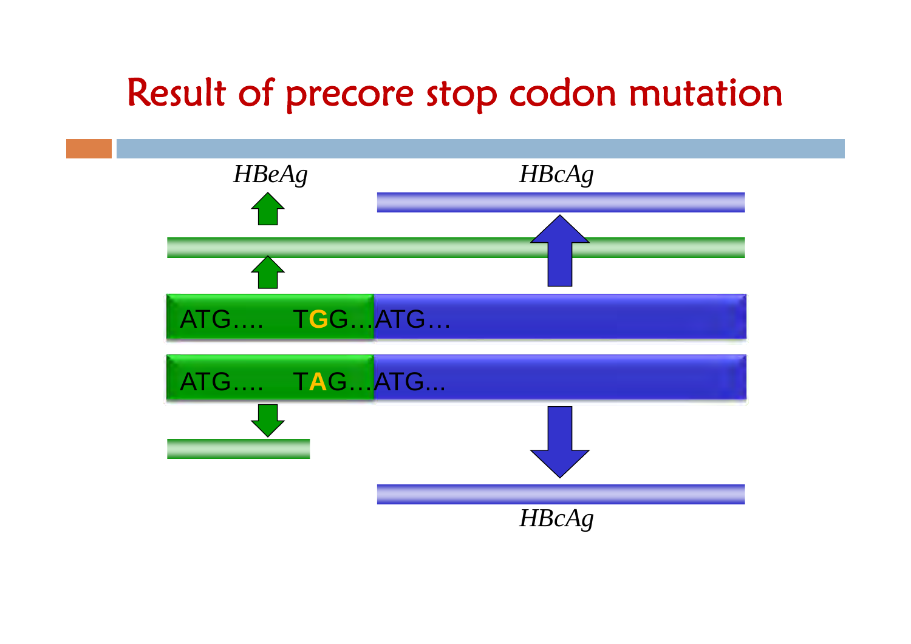# Result of precore stop codon mutation

*HBeAg*

*HBcAg*

ATG....  TGG...ATG...

ATG....  TAG...ATG...

*HBcAg*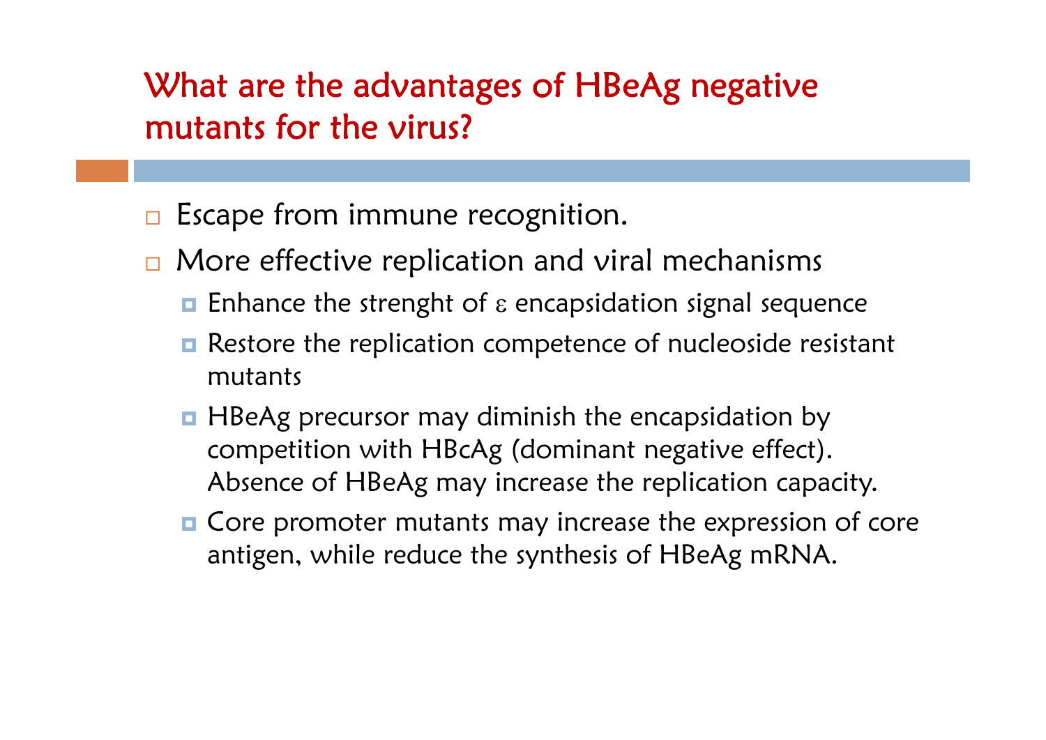# What are the advantages of HBeAg negative mutants for the virus?

- Escape from immune recognition.
- More effective replication and viral mechanisms
  - Enhance the strenght of ε encapsidation signal sequence
  - Restore the replication competence of nucleoside resistant mutants
  - HBeAg precursor may diminish the encapsidation by competition with HBcAg (dominant negative effect). Absence of HBeAg may increase the replication capacity.
  - Core promoter mutants may increase the expression of core antigen, while reduce the synthesis of HBeAg mRNA.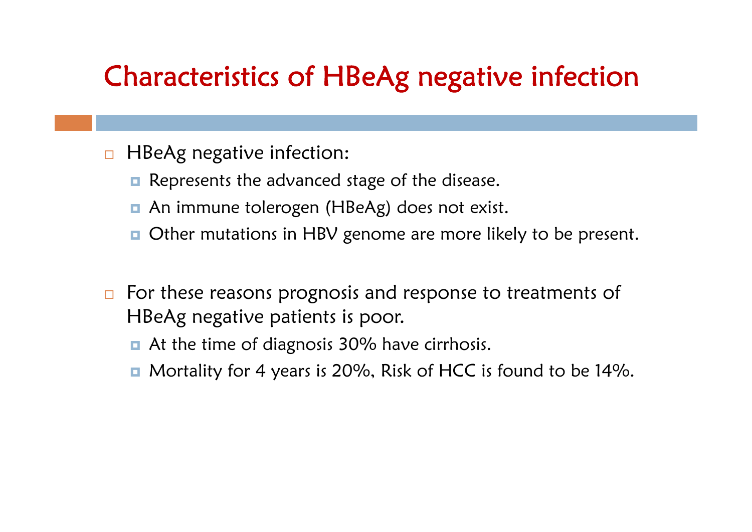# Characteristics of HBeAg negative infection

- HBeAg negative infection:
  - Represents the advanced stage of the disease.
  - An immune tolerogen (HBeAg) does not exist.
  - Other mutations in HBV genome are more likely to be present.

- For these reasons prognosis and response to treatments of HBeAg negative patients is poor.
  - At the time of diagnosis 30% have cirrhosis.
  - Mortality for 4 years is 20%, Risk of HCC is found to be 14%.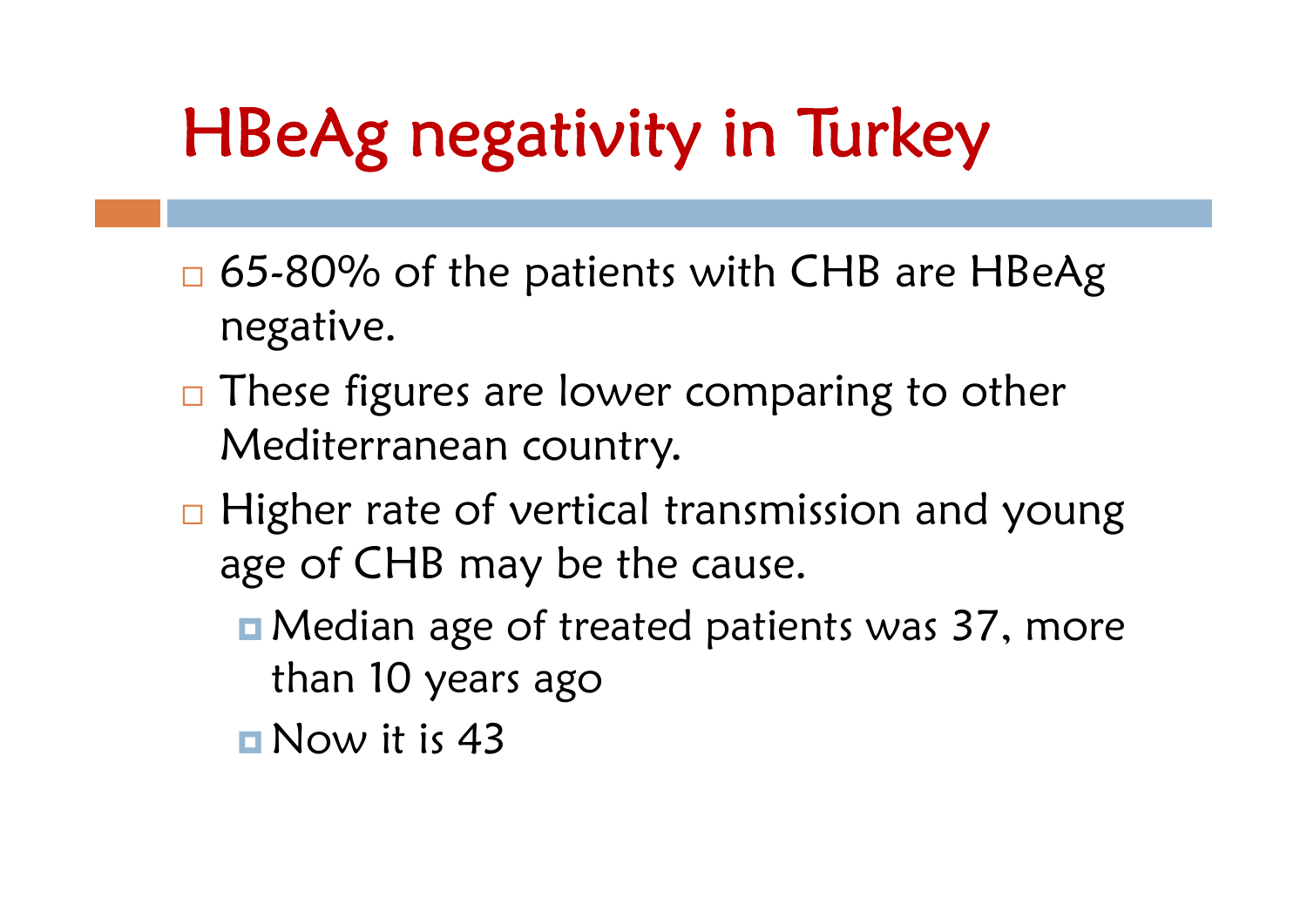# HBeAg negativity in Turkey

- 65-80% of the patients with CHB are HBeAg negative.
- These figures are lower comparing to other Mediterranean country.
- Higher rate of vertical transmission and young age of CHB may be the cause.
  - Median age of treated patients was 37, more than 10 years ago
  - Now it is 43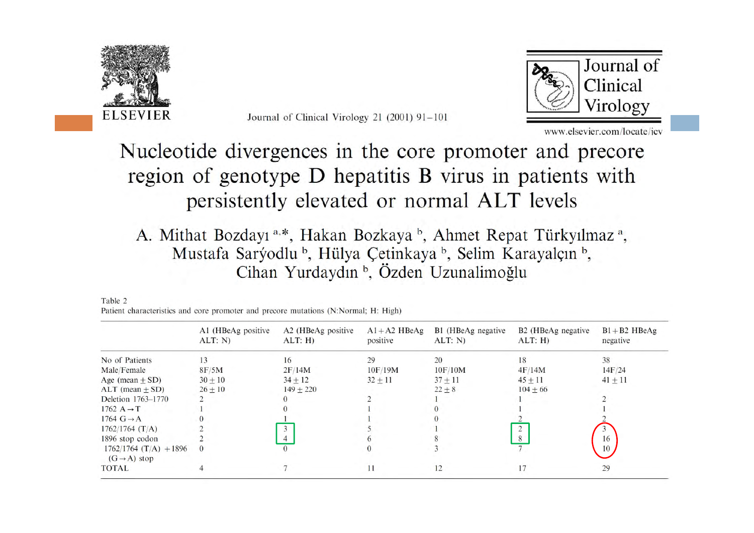Journal of Clinical Virology 21 (2001) 91–101

Journal of Clinical Virology

www.elsevier.com/locate/jcv

# Nucleotide divergences in the core promoter and precore region of genotype D hepatitis B virus in patients with persistently elevated or normal ALT levels

A. Mithat Bozdayı [a,*], Hakan Bozkaya [b], Ahmet Repat Türkyılmaz [a], Mustafa Sarýodlu [b], Hülya Çetinkaya [b], Selim Karayalçın [b], Cihan Yurdaydın [b], Özden Uzunalimoğlu

Table 2
Patient characteristics and core promoter and precore mutations (N:Normal; H: High)

| | A1 (HBeAg positive ALT: N) | A2 (HBeAg positive ALT: H) | A1 + A2 HBeAg positive | B1 (HBeAg negative ALT: N) | B2 (HBeAg negative ALT: H) | B1 + B2 HBeAg negative |
|---|---|---|---|---|---|---|
| No of Patients | 13 | 16 | 29 | 20 | 18 | 38 |
| Male/Female | 8F/5M | 2F/14M | 10F/19M | 10F/10M | 4F/14M | 14F/24 |
| Age (mean ± SD) | 30 ± 10 | 34 ± 12 | 32 ± 11 | 37 ± 11 | 45 ± 11 | 41 ± 11 |
| ALT (mean ± SD) | 26 ± 10 | 149 ± 220 | | 22 ± 8 | 104 ± 66 | |
| Deletion 1763–1770 | 2 | 0 | 2 | 1 | 1 | 2 |
| 1762 A → T | 1 | 0 | 1 | 0 | 1 | 1 |
| 1764 G → A | 0 | 1 | 1 | 0 | 2 | 2 |
| 1762/1764 (T/A) | 2 | 3 | 5 | 1 | 2 | 3 |
| 1896 stop codon | 2 | 4 | 6 | 8 | 8 | 16 |
| 1762/1764 (T/A) + 1896 (G → A) stop | 0 | 0 | 0 | 3 | 7 | 10 |
| TOTAL | 4 | 7 | 11 | 12 | 17 | 29 |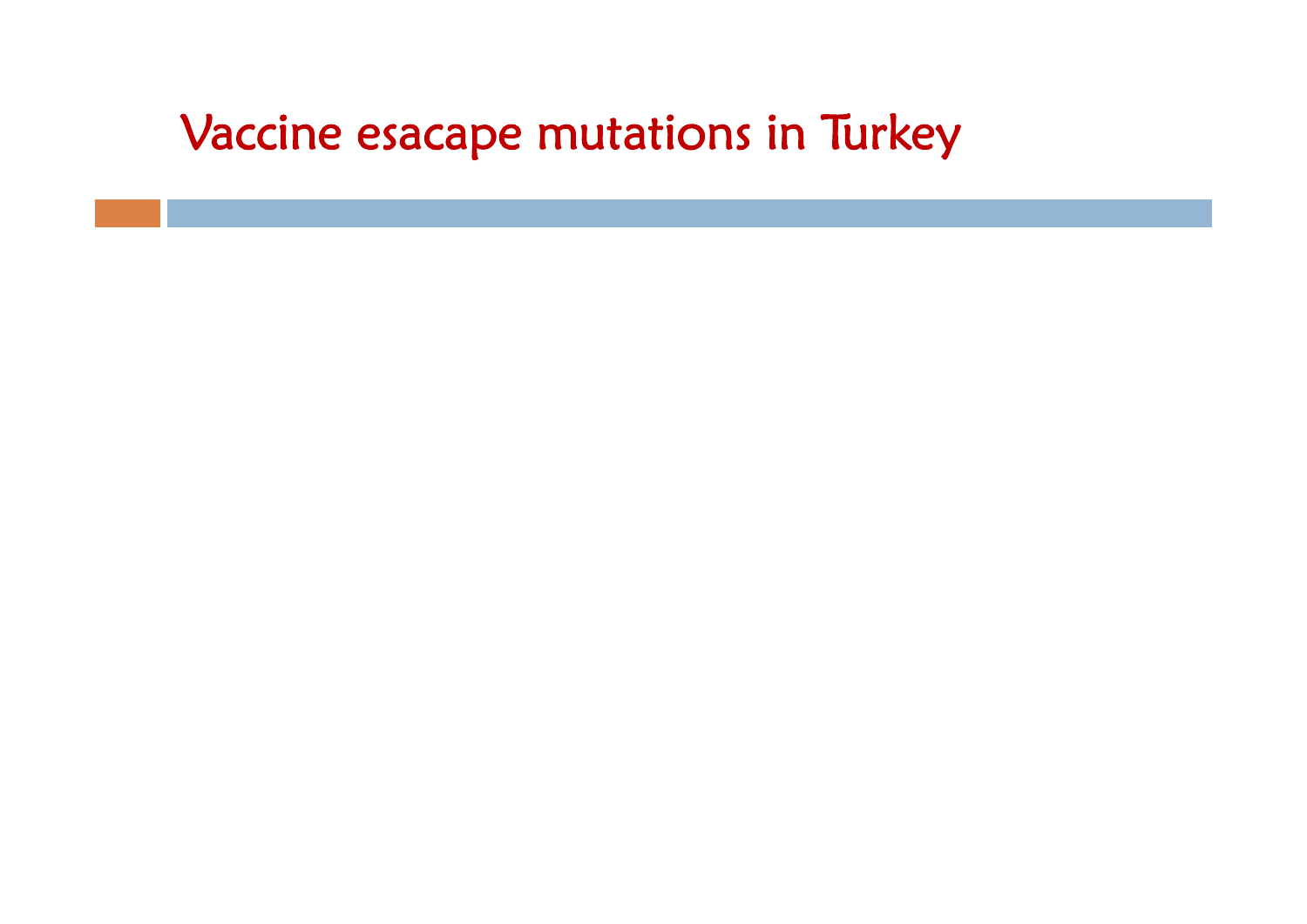# Vaccine esacape mutations in Turkey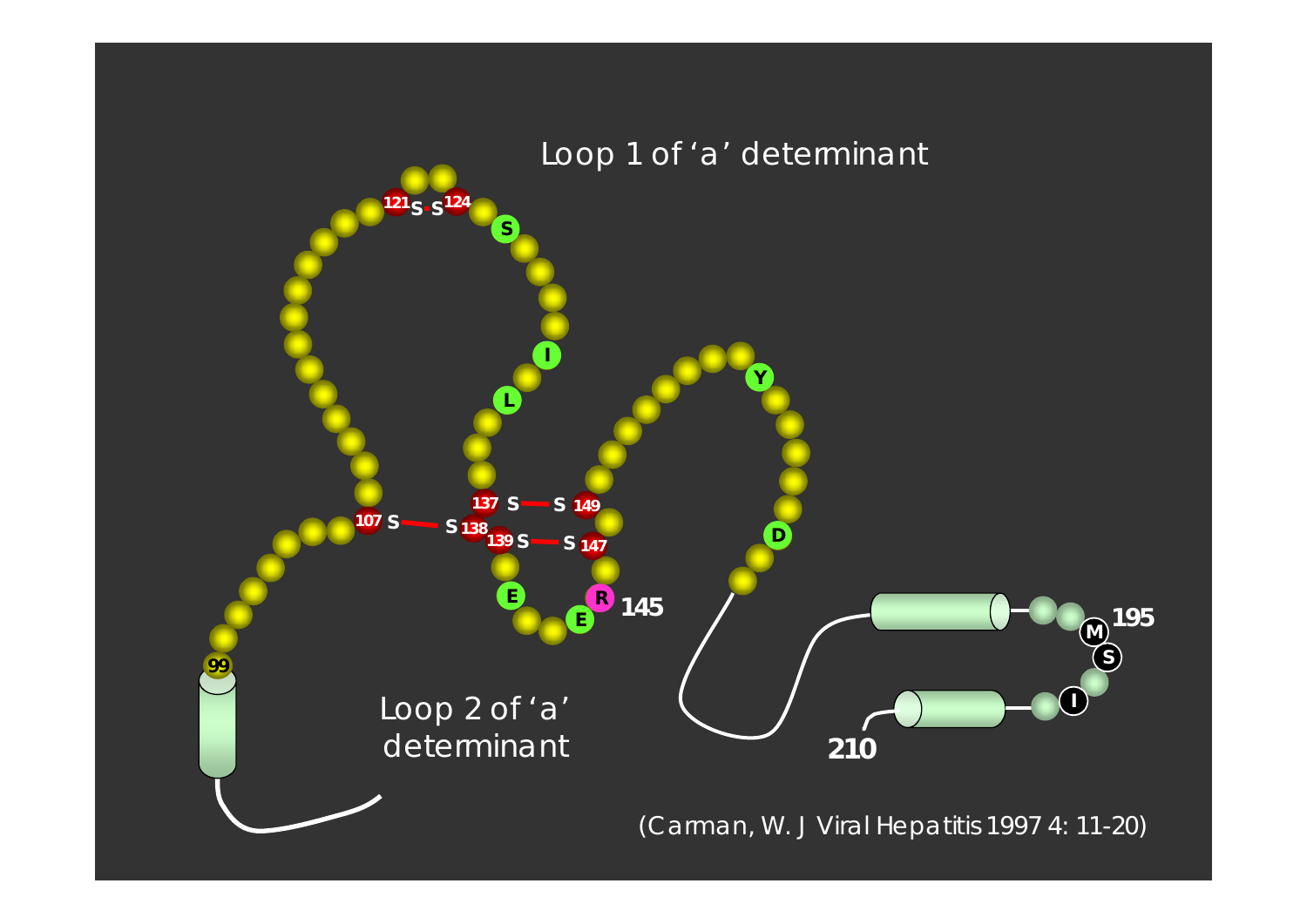Loop 1 of 'a' determinant

Loop 2 of 'a' determinant

(Carman, W. J Viral Hepatitis 1997 4: 11-20)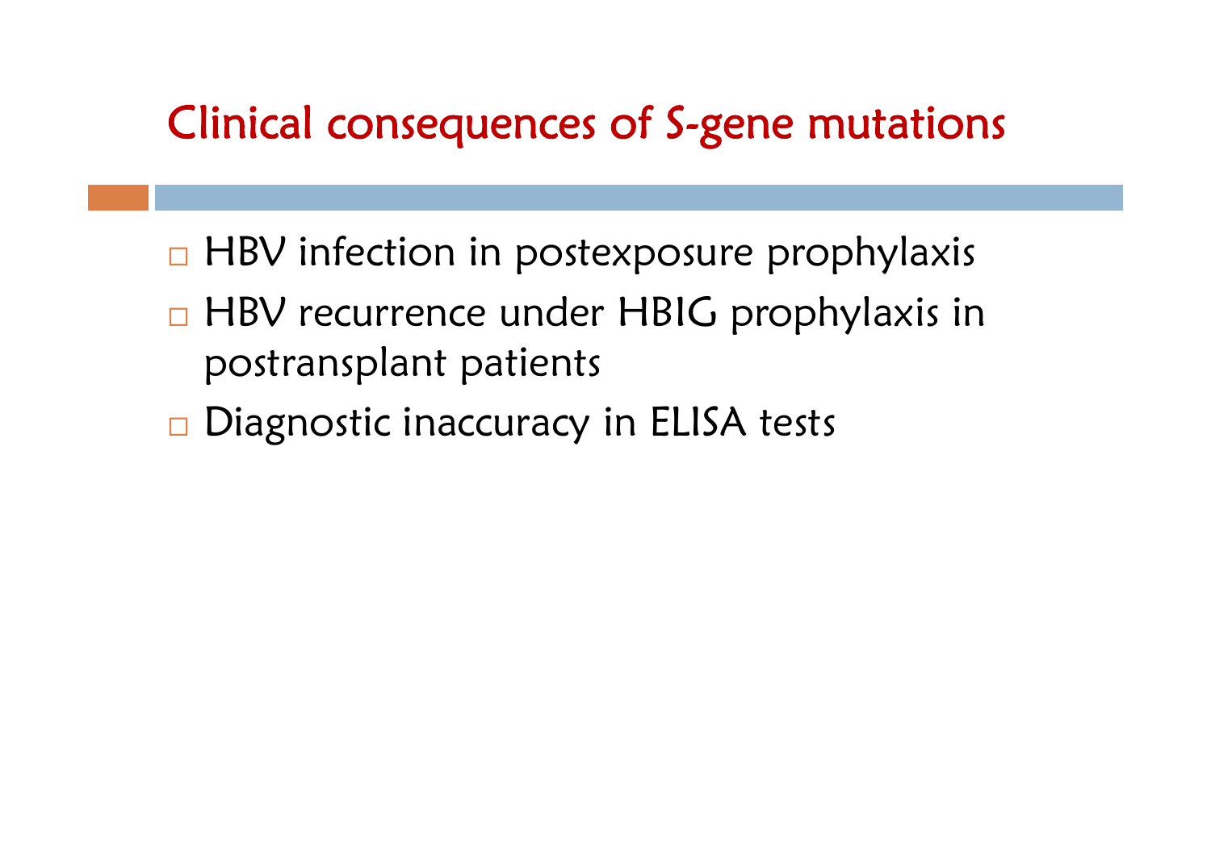# Clinical consequences of S-gene mutations

- HBV infection in postexposure prophylaxis
- HBV recurrence under HBIG prophylaxis in postransplant patients
- Diagnostic inaccuracy in ELISA tests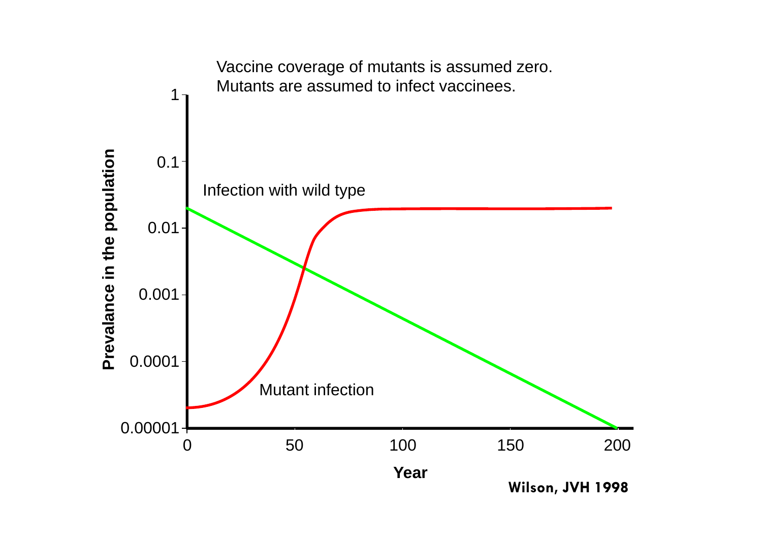Vaccine coverage of mutants is assumed zero.
Mutants are assumed to infect vaccinees.

Prevalance in the population

1

0.1

0.01

0.001

0.0001

0.00001

Infection with wild type

Mutant infection

0

50

100

150

200

Year

Wilson, JVH 1998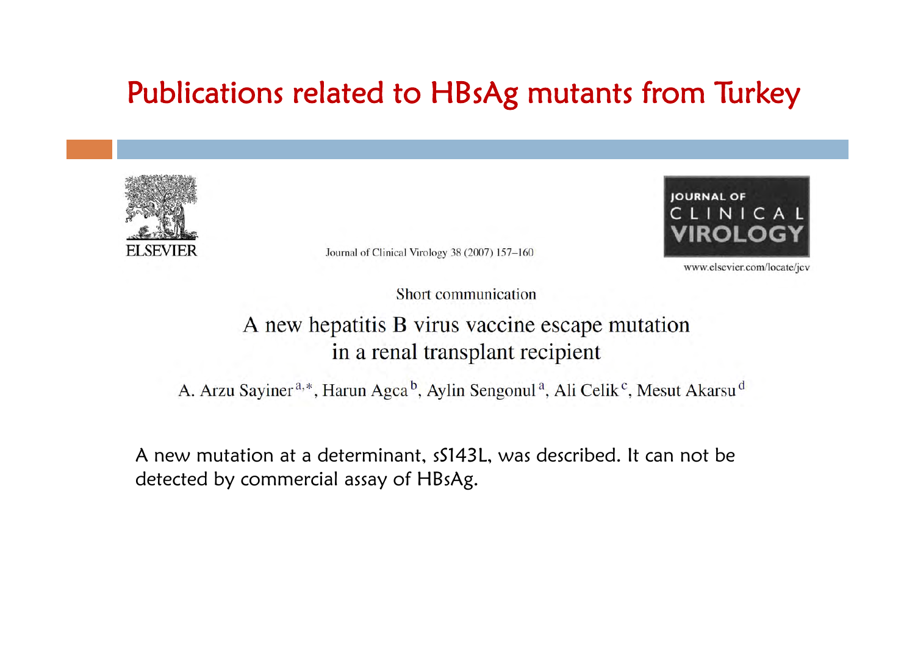# Publications related to HBsAg mutants from Turkey

ELSEVIER

Journal of Clinical Virology 38 (2007) 157–160

JOURNAL OF CLINICAL VIROLOGY

www.elsevier.com/locate/jcv

Short communication

## A new hepatitis B virus vaccine escape mutation in a renal transplant recipient

A. Arzu Sayiner[a,*], Harun Agca[b], Aylin Sengonul[a], Ali Celik[c], Mesut Akarsu[d]

A new mutation at a determinant, sS143L, was described. It can not be detected by commercial assay of HBsAg.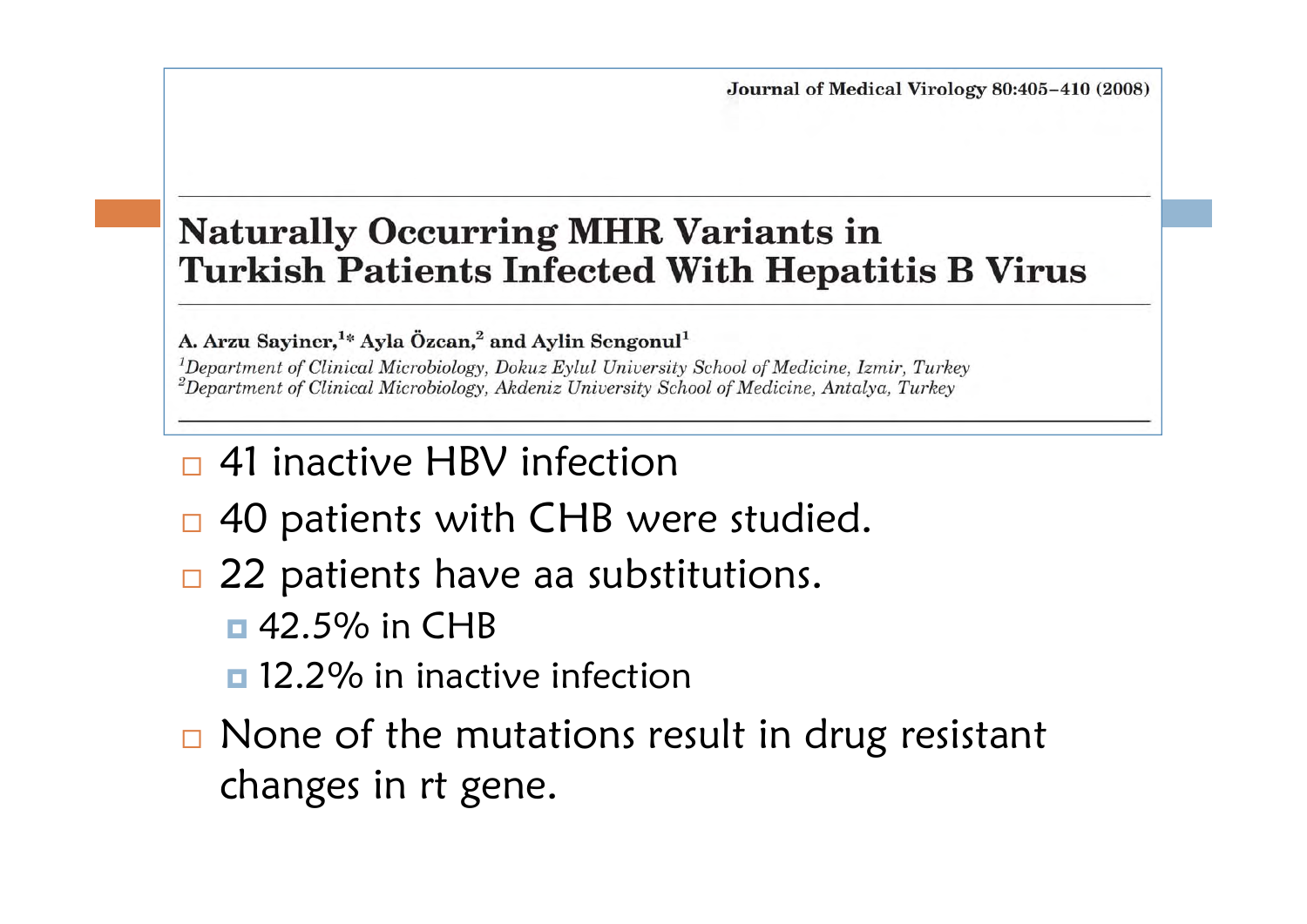Journal of Medical Virology 80:405–410 (2008)

# Naturally Occurring MHR Variants in Turkish Patients Infected With Hepatitis B Virus

**A. Arzu Sayiner,[1*] Ayla Özcan,[2] and Aylin Sengonul[1]**

*[1]Department of Clinical Microbiology, Dokuz Eylul University School of Medicine, Izmir, Turkey*
*[2]Department of Clinical Microbiology, Akdeniz University School of Medicine, Antalya, Turkey*

- 41 inactive HBV infection
- 40 patients with CHB were studied.
- 22 patients have aa substitutions.
  - 42.5% in CHB
  - 12.2% in inactive infection
- None of the mutations result in drug resistant changes in rt gene.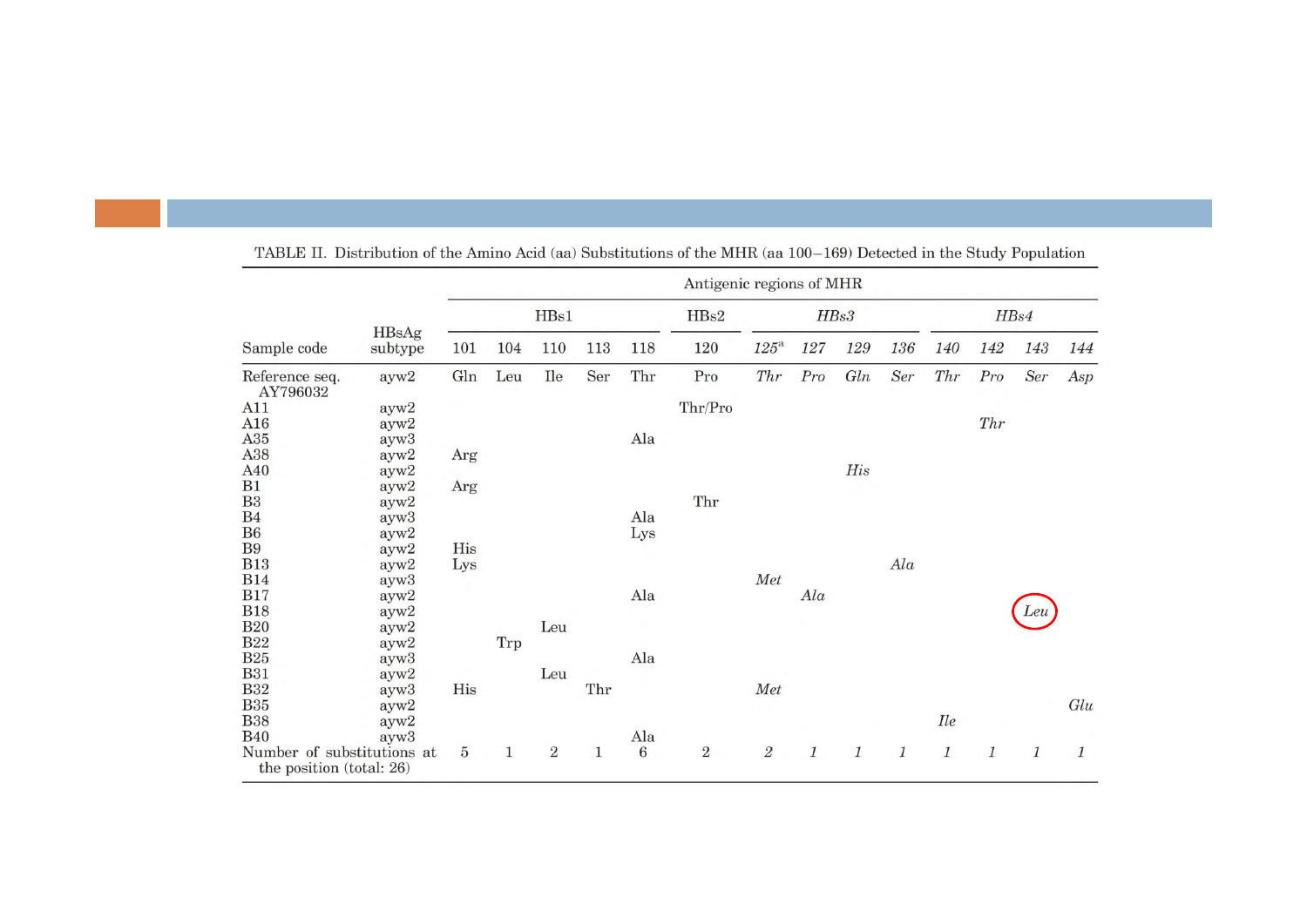TABLE II. Distribution of the Amino Acid (aa) Substitutions of the MHR (aa 100–169) Detected in the Study Population

| Sample code | HBsAg subtype | Antigenic regions of MHR | | | | | | | | | | | | | |
|---|---|---|---|---|---|---|---|---|---|---|---|---|---|---|---|
| | | HBs1 | | | | | HBs2 | *HBs3* | | | | *HBs4* | | | |
| | | 101 | 104 | 110 | 113 | 118 | 120 | *125*[a] | *127* | *129* | *136* | *140* | *142* | *143* | *144* |
| Reference seq. AY796032 | ayw2 | Gln | Leu | Ile | Ser | Thr | Pro | *Thr* | *Pro* | *Gln* | *Ser* | *Thr* | *Pro* | *Ser* | *Asp* |
| A11 | ayw2 | | | | | | Thr/Pro | | | | | | | | |
| A16 | ayw2 | | | | | | | | | | | | *Thr* | | |
| A35 | ayw3 | | | | | Ala | | | | | | | | | |
| A38 | ayw2 | Arg | | | | | | | | | | | | | |
| A40 | ayw2 | | | | | | | | | *His* | | | | | |
| B1 | ayw2 | Arg | | | | | | | | | | | | | |
| B3 | ayw2 | | | | | | Thr | | | | | | | | |
| B4 | ayw3 | | | | | Ala | | | | | | | | | |
| B6 | ayw2 | | | | | Lys | | | | | | | | | |
| B9 | ayw2 | His | | | | | | | | | | | | | |
| B13 | ayw2 | Lys | | | | | | | | | *Ala* | | | | |
| B14 | ayw3 | | | | | | | *Met* | | | | | | | |
| B17 | ayw2 | | | | | Ala | | | *Ala* | | | | | | |
| B18 | ayw2 | | | | | | | | | | | | | *Leu* | |
| B20 | ayw2 | | | Leu | | | | | | | | | | | |
| B22 | ayw2 | | Trp | | | | | | | | | | | | |
| B25 | ayw3 | | | | | Ala | | | | | | | | | |
| B31 | ayw2 | | | Leu | | | | | | | | | | | |
| B32 | ayw3 | His | | | Thr | | | *Met* | | | | | | | |
| B35 | ayw2 | | | | | | | | | | | | | | *Glu* |
| B38 | ayw2 | | | | | | | | | | | *Ile* | | | |
| B40 | ayw3 | | | | | Ala | | | | | | | | | |
| Number of substitutions at the position (total: 26) | | 5 | 1 | 2 | 1 | 6 | 2 | *2* | *1* | *1* | *1* | *1* | *1* | *1* | *1* |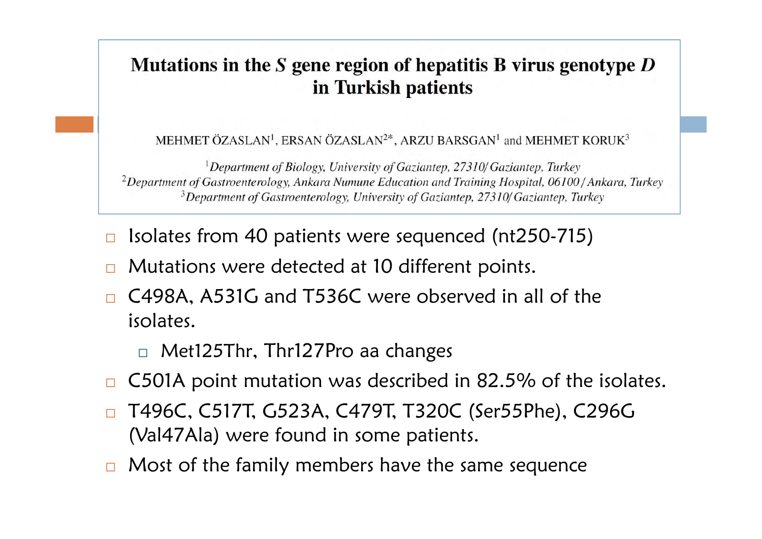# Mutations in the *S* gene region of hepatitis B virus genotype *D* in Turkish patients

MEHMET ÖZASLAN[1], ERSAN ÖZASLAN[2*], ARZU BARSGAN[1] and MEHMET KORUK[3]

[1] *Department of Biology, University of Gaziantep, 27310/ Gaziantep, Turkey*
[2] *Department of Gastroenterology, Ankara Numune Education and Training Hospital, 06100 / Ankara, Turkey*
[3] *Department of Gastroenterology, University of Gaziantep, 27310/ Gaziantep, Turkey*

- Isolates from 40 patients were sequenced (nt250-715)
- Mutations were detected at 10 different points.
- C498A, A531G and T536C were observed in all of the isolates.
  - Met125Thr, Thr127Pro aa changes
- C501A point mutation was described in 82.5% of the isolates.
- T496C, C517T, G523A, C479T, T320C (Ser55Phe), C296G (Val47Ala) were found in some patients.
- Most of the family members have the same sequence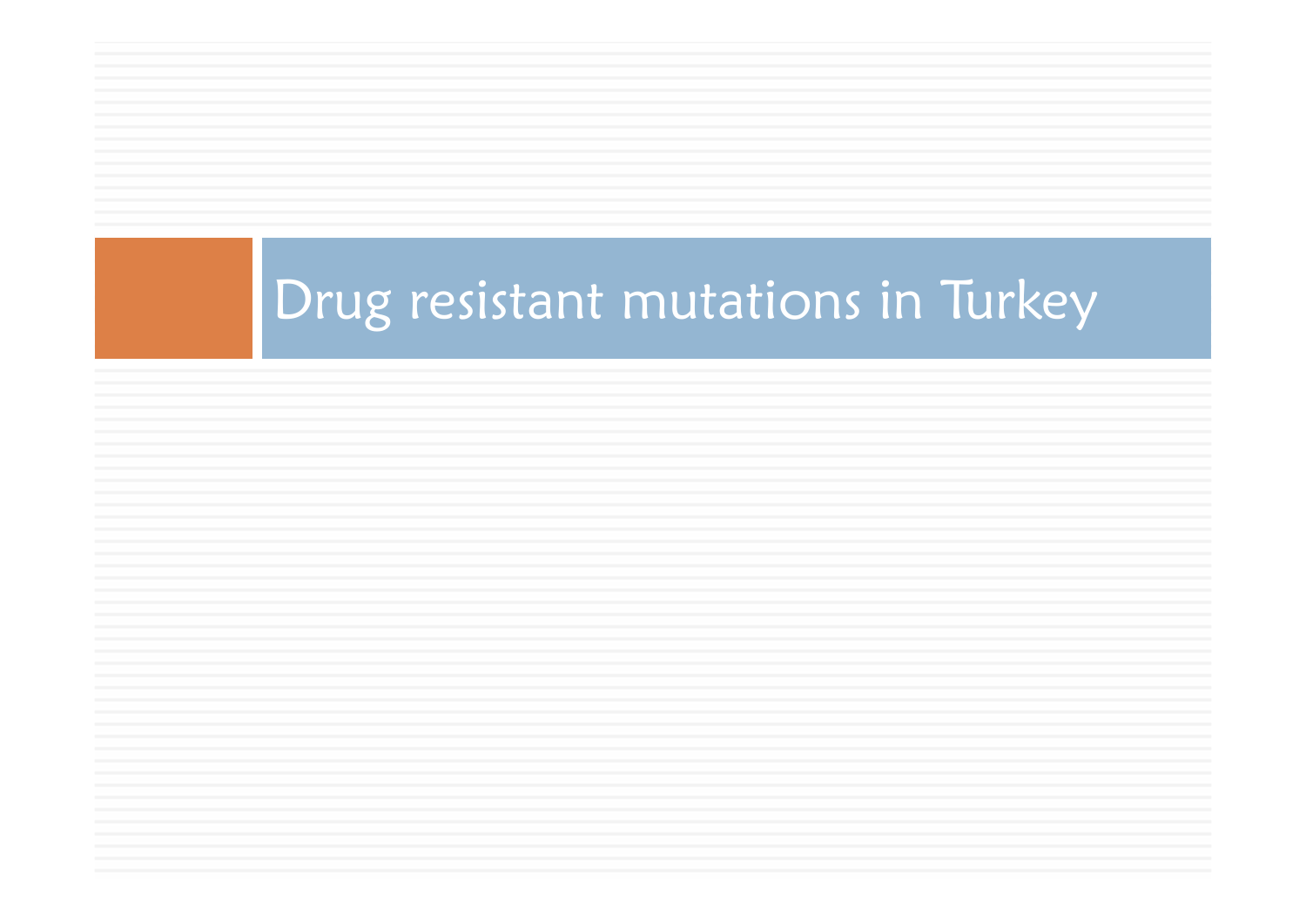# Drug resistant mutations in Turkey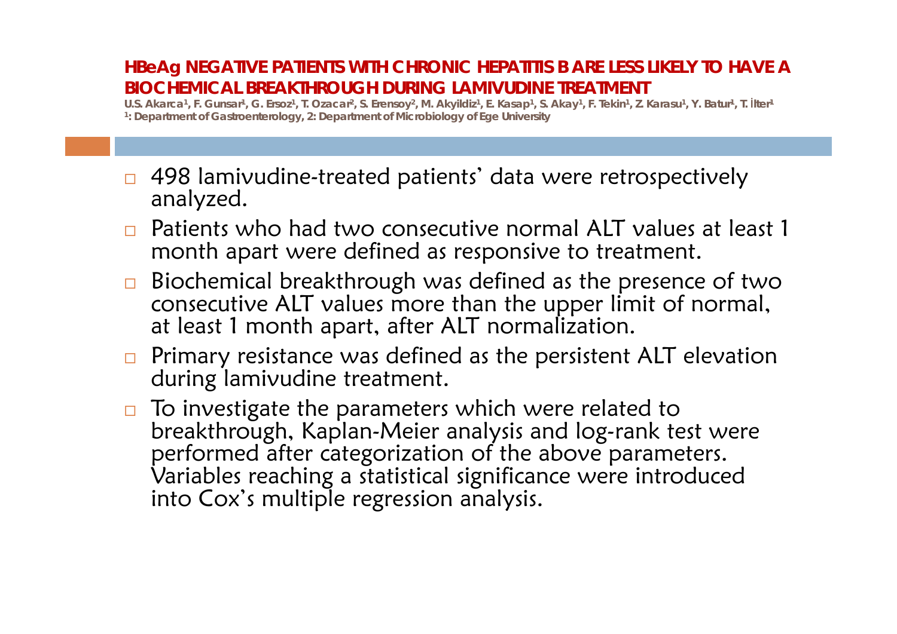# HBeAg NEGATIVE PATIENTS WITH CHRONIC HEPATITIS B ARE LESS LIKELY TO HAVE A BIOCHEMICAL BREAKTHROUGH DURING LAMIVUDINE TREATMENT

U.S. Akarca[1], F. Gunsar[1], G. Ersoz[1], T. Ozacar[2], S. Erensoy[2], M. Akyildiz[1], E. Kasap[1], S. Akay[1], F. Tekin[1], Z. Karasu[1], Y. Batur[1], T. İlter[1]

[1]: Department of Gastroenterology, 2: Department of Microbiology of Ege University

- 498 lamivudine-treated patients' data were retrospectively analyzed.
- Patients who had two consecutive normal ALT values at least 1 month apart were defined as responsive to treatment.
- Biochemical breakthrough was defined as the presence of two consecutive ALT values more than the upper limit of normal, at least 1 month apart, after ALT normalization.
- Primary resistance was defined as the persistent ALT elevation during lamivudine treatment.
- To investigate the parameters which were related to breakthrough, Kaplan-Meier analysis and log-rank test were performed after categorization of the above parameters. Variables reaching a statistical significance were introduced into Cox's multiple regression analysis.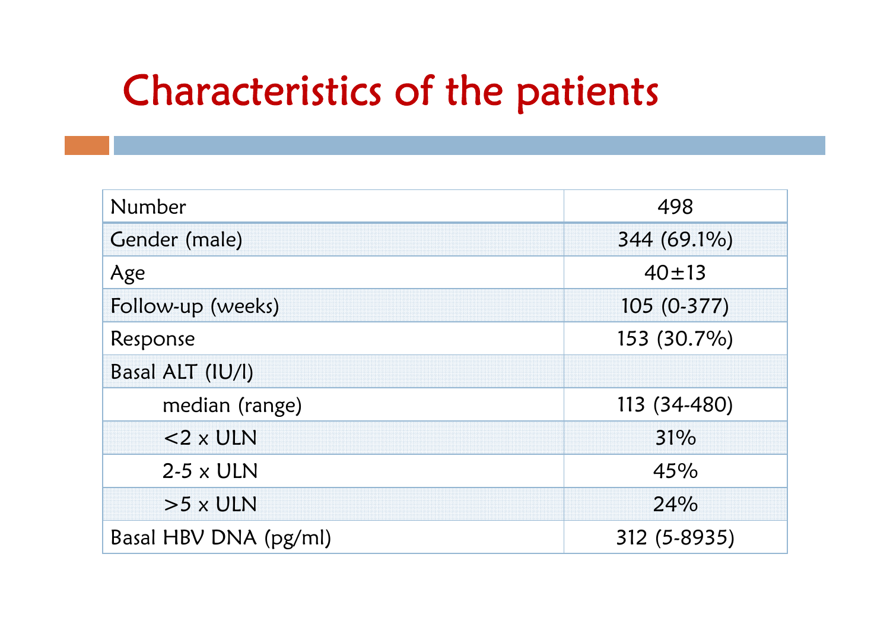# Characteristics of the patients

| | |
|---|---|
| Number | 498 |
| Gender (male) | 344 (69.1%) |
| Age | 40±13 |
| Follow-up (weeks) | 105 (0-377) |
| Response | 153 (30.7%) |
| Basal ALT (IU/l) | |
| median (range) | 113 (34-480) |
| <2 x ULN | 31% |
| 2-5 x ULN | 45% |
| >5 x ULN | 24% |
| Basal HBV DNA (pg/ml) | 312 (5-8935) |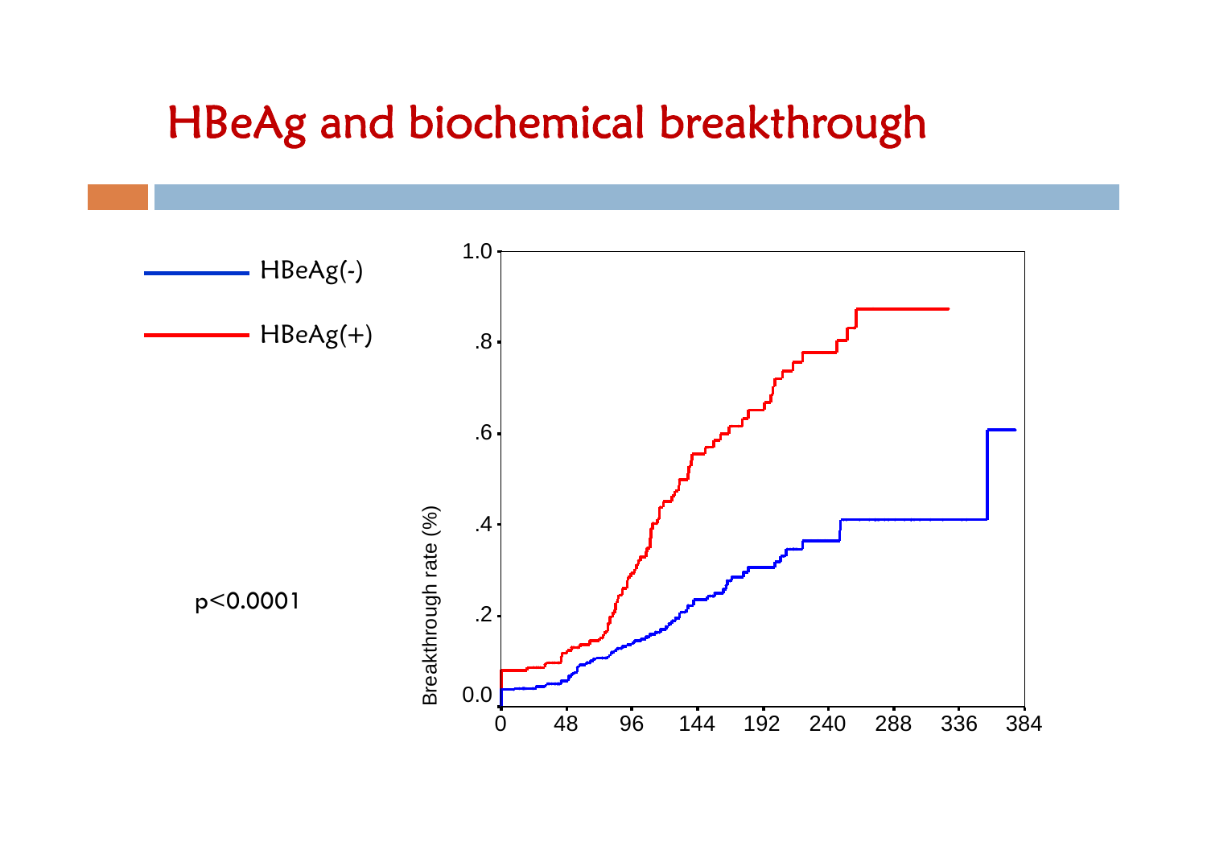# HBeAg and biochemical breakthrough

HBeAg(-)

HBeAg(+)

p<0.0001

Breakthrough rate (%)

1.0

.8

.6

.4

.2

0.0

0 48 96 144 192 240 288 336 384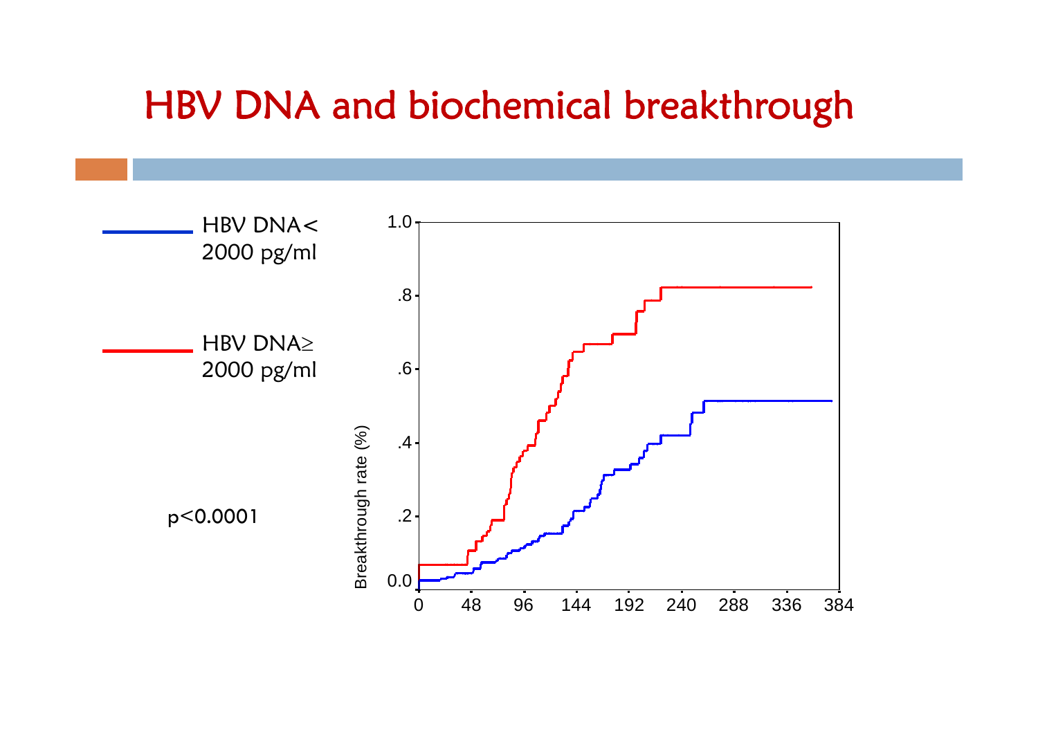# HBV DNA and biochemical breakthrough

HBV DNA< 2000 pg/ml

HBV DNA≥ 2000 pg/ml

p<0.0001

Breakthrough rate (%)

1.0

.8

.6

.4

.2

0.0

0 48 96 144 192 240 288 336 384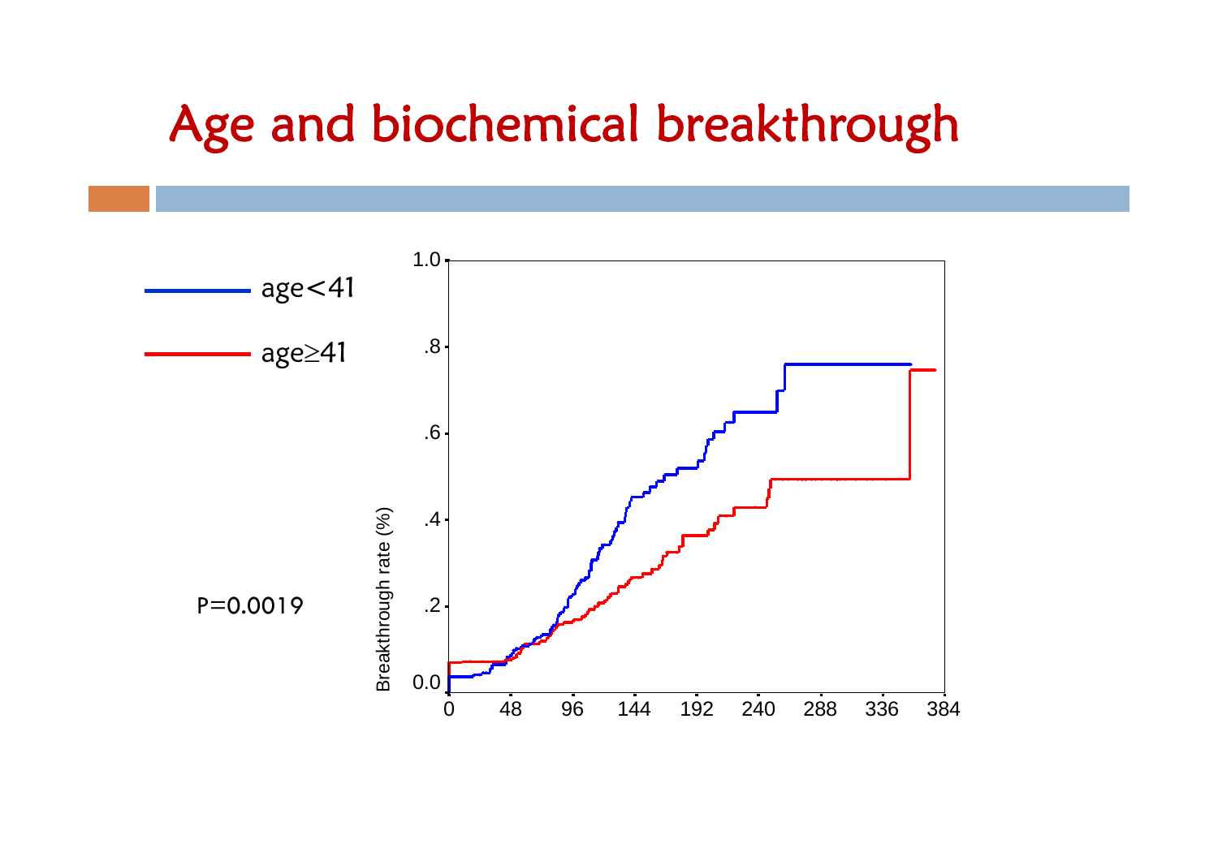# Age and biochemical breakthrough

- age<41
- age≥41

P=0.0019

Breakthrough rate (%)

1.0, .8, .6, .4, .2, 0.0

0, 48, 96, 144, 192, 240, 288, 336, 384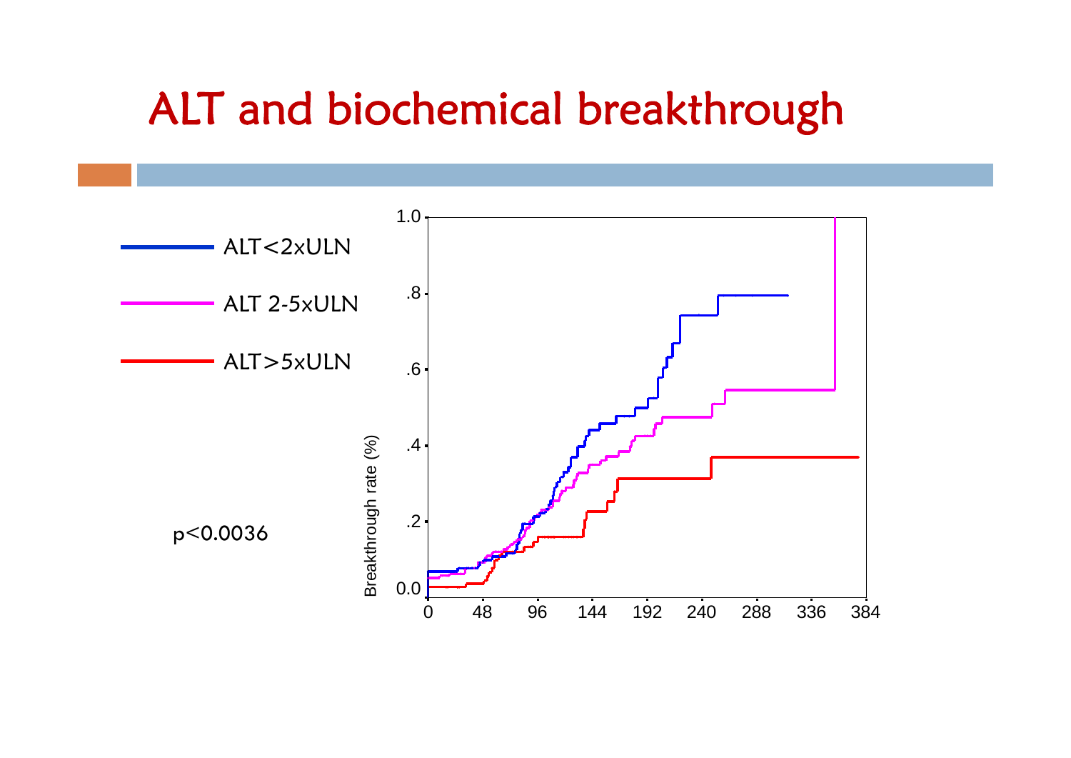# ALT and biochemical breakthrough

- ALT<2xULN
- ALT 2-5xULN
- ALT>5xULN

p<0.0036

Breakthrough rate (%)

1.0, .8, .6, .4, .2, 0.0

0, 48, 96, 144, 192, 240, 288, 336, 384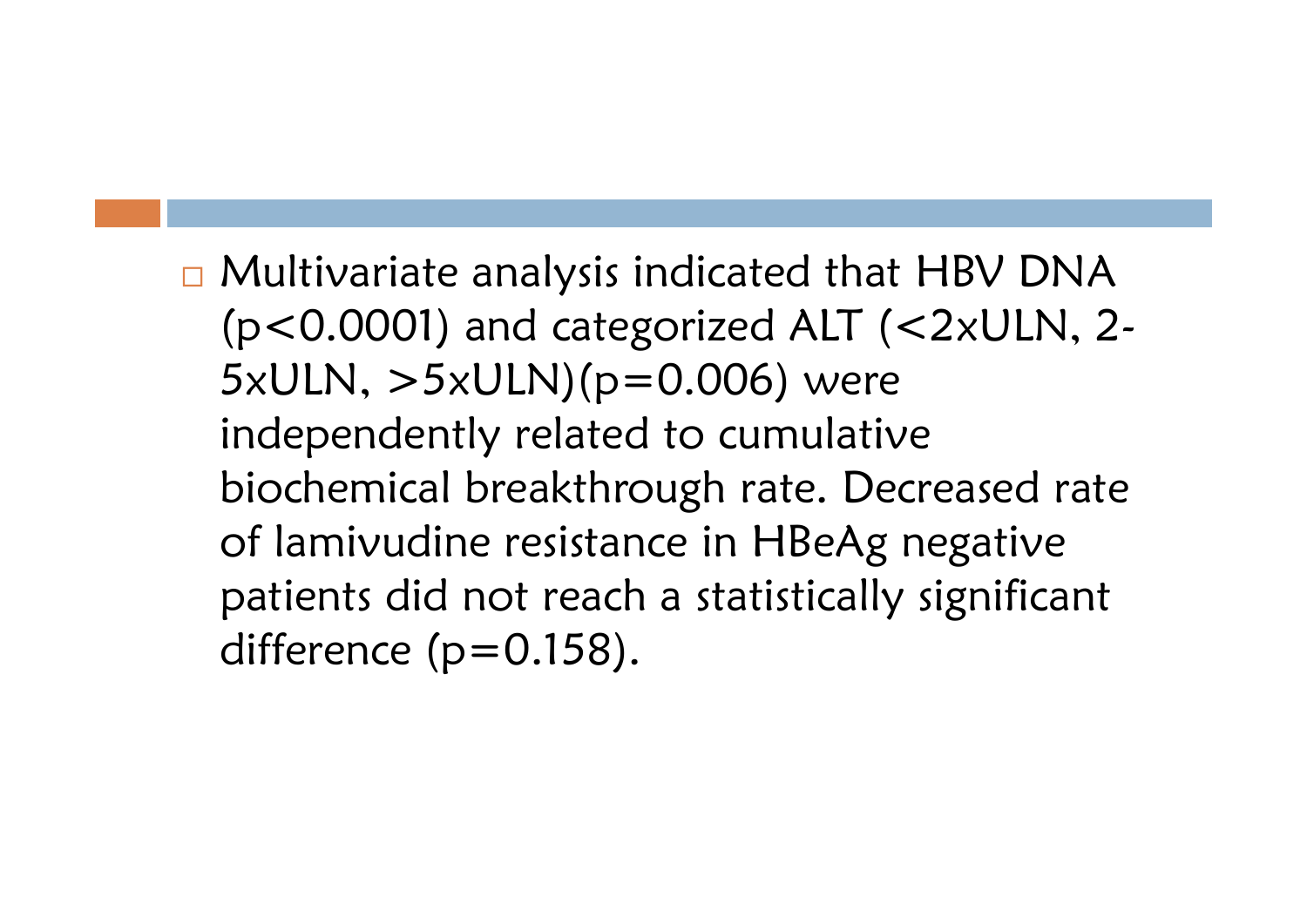- Multivariate analysis indicated that HBV DNA ($p<0.0001$) and categorized ALT (<2xULN, 2-5xULN, >5xULN)($p=0.006$) were independently related to cumulative biochemical breakthrough rate. Decreased rate of lamivudine resistance in HBeAg negative patients did not reach a statistically significant difference ($p=0.158$).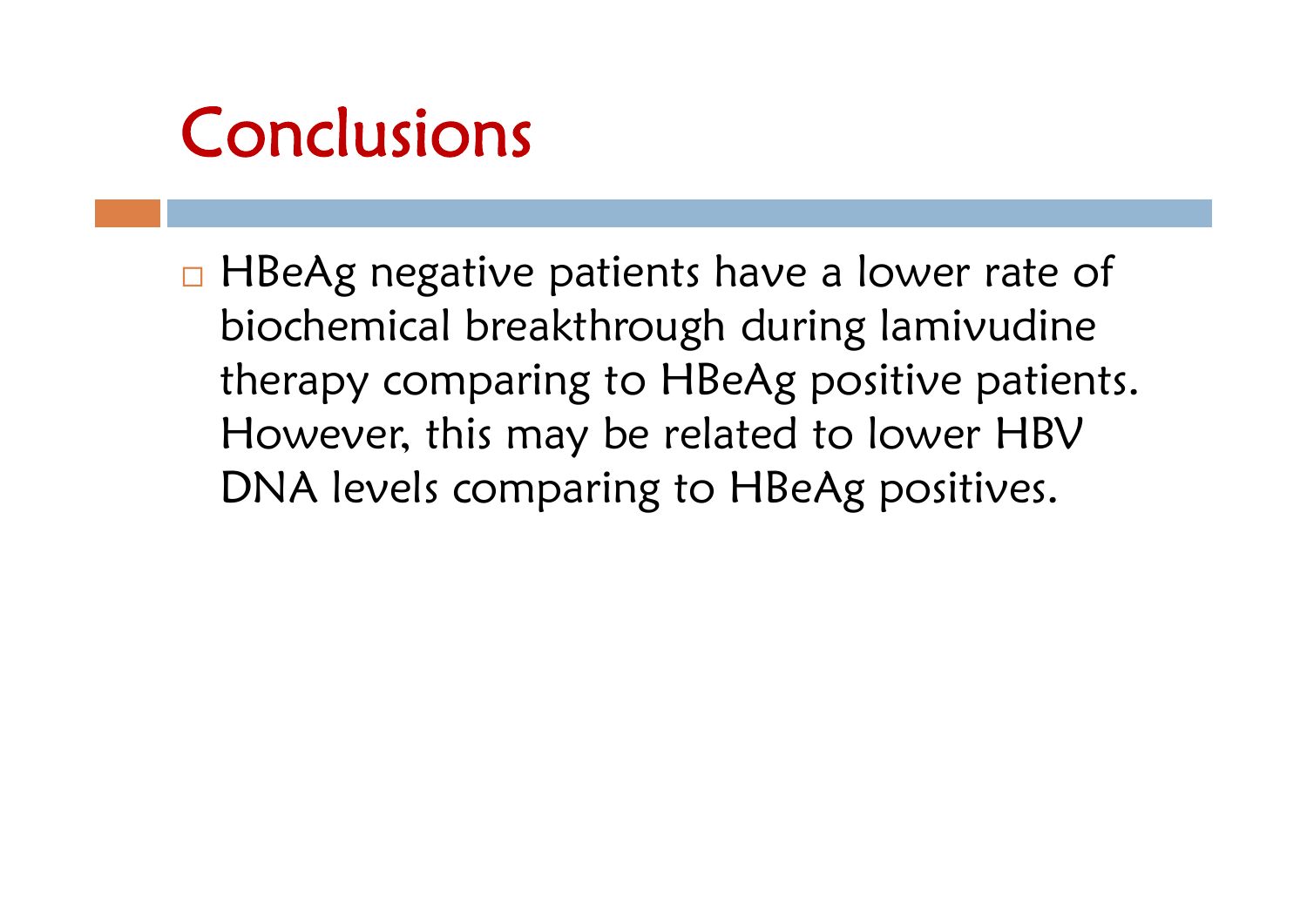# Conclusions

- HBeAg negative patients have a lower rate of biochemical breakthrough during lamivudine therapy comparing to HBeAg positive patients. However, this may be related to lower HBV DNA levels comparing to HBeAg positives.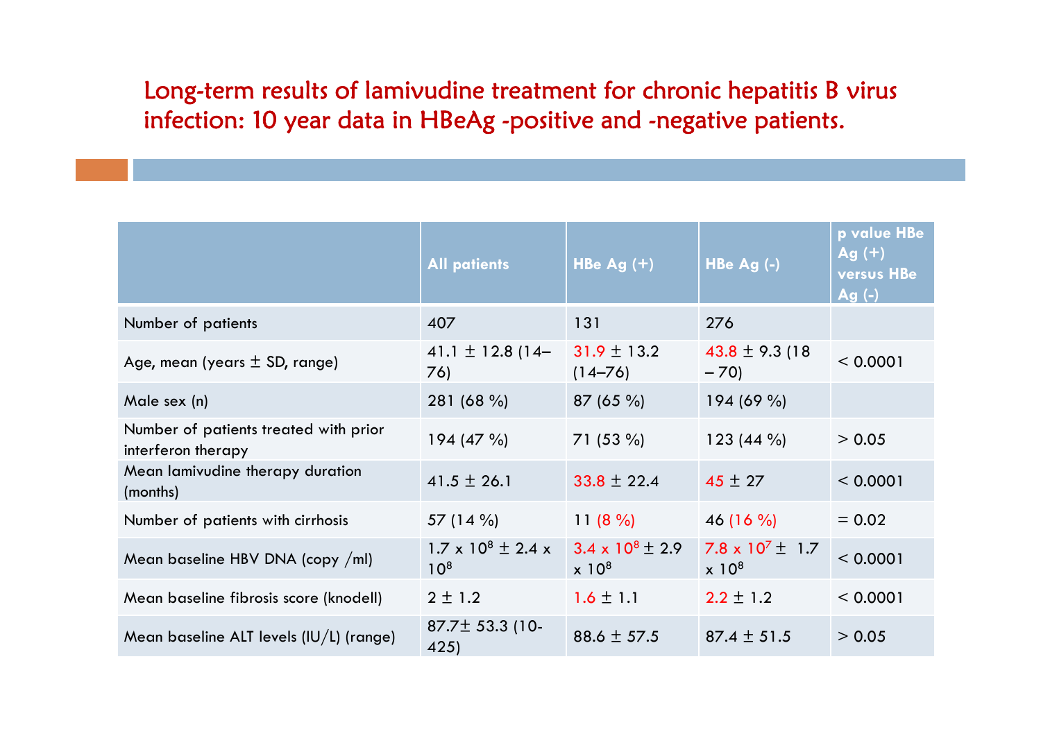# Long-term results of lamivudine treatment for chronic hepatitis B virus infection: 10 year data in HBeAg -positive and -negative patients.

| | All patients | HBe Ag (+) | HBe Ag (-) | p value HBe Ag (+) versus HBe Ag (-) |
|---|---|---|---|---|
| Number of patients | 407 | 131 | 276 | |
| Age, mean (years ± SD, range) | 41.1 ± 12.8 (14–76) | 31.9 ± 13.2 (14–76) | 43.8 ± 9.3 (18 – 70) | < 0.0001 |
| Male sex (n) | 281 (68 %) | 87 (65 %) | 194 (69 %) | |
| Number of patients treated with prior interferon therapy | 194 (47 %) | 71 (53 %) | 123 (44 %) | > 0.05 |
| Mean lamivudine therapy duration (months) | 41.5 ± 26.1 | 33.8 ± 22.4 | 45 ± 27 | < 0.0001 |
| Number of patients with cirrhosis | 57 (14 %) | 11 (8 %) | 46 (16 %) | = 0.02 |
| Mean baseline HBV DNA (copy /ml) | $1.7 \times 10^8 \pm 2.4 \times 10^8$ | $3.4 \times 10^8 \pm 2.9 \times 10^8$ | $7.8 \times 10^7 \pm 1.7 \times 10^8$ | < 0.0001 |
| Mean baseline fibrosis score (knodell) | 2 ± 1.2 | 1.6 ± 1.1 | 2.2 ± 1.2 | < 0.0001 |
| Mean baseline ALT levels (IU/L) (range) | 87.7± 53.3 (10-425) | 88.6 ± 57.5 | 87.4 ± 51.5 | > 0.05 |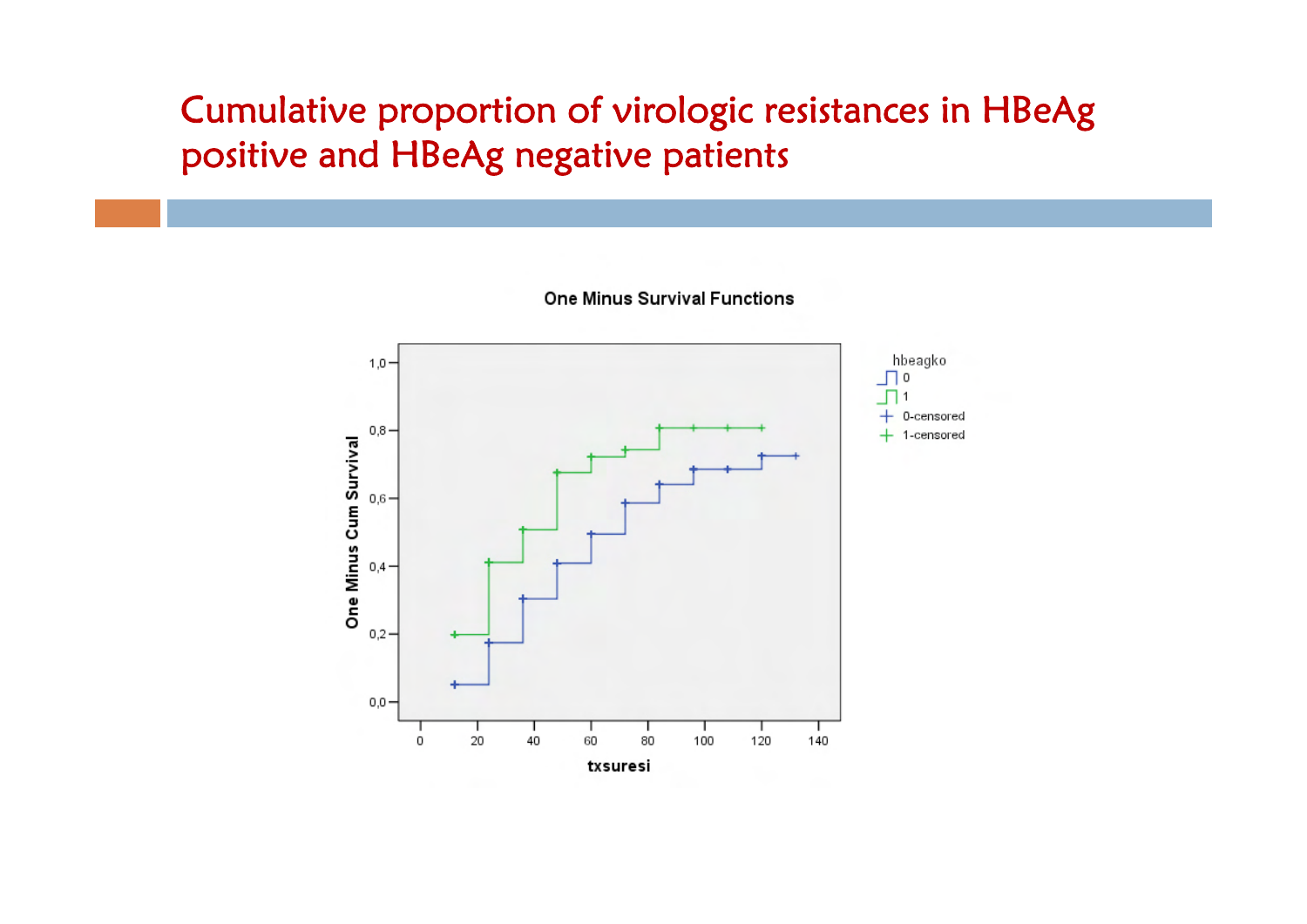# Cumulative proportion of virologic resistances in HBeAg positive and HBeAg negative patients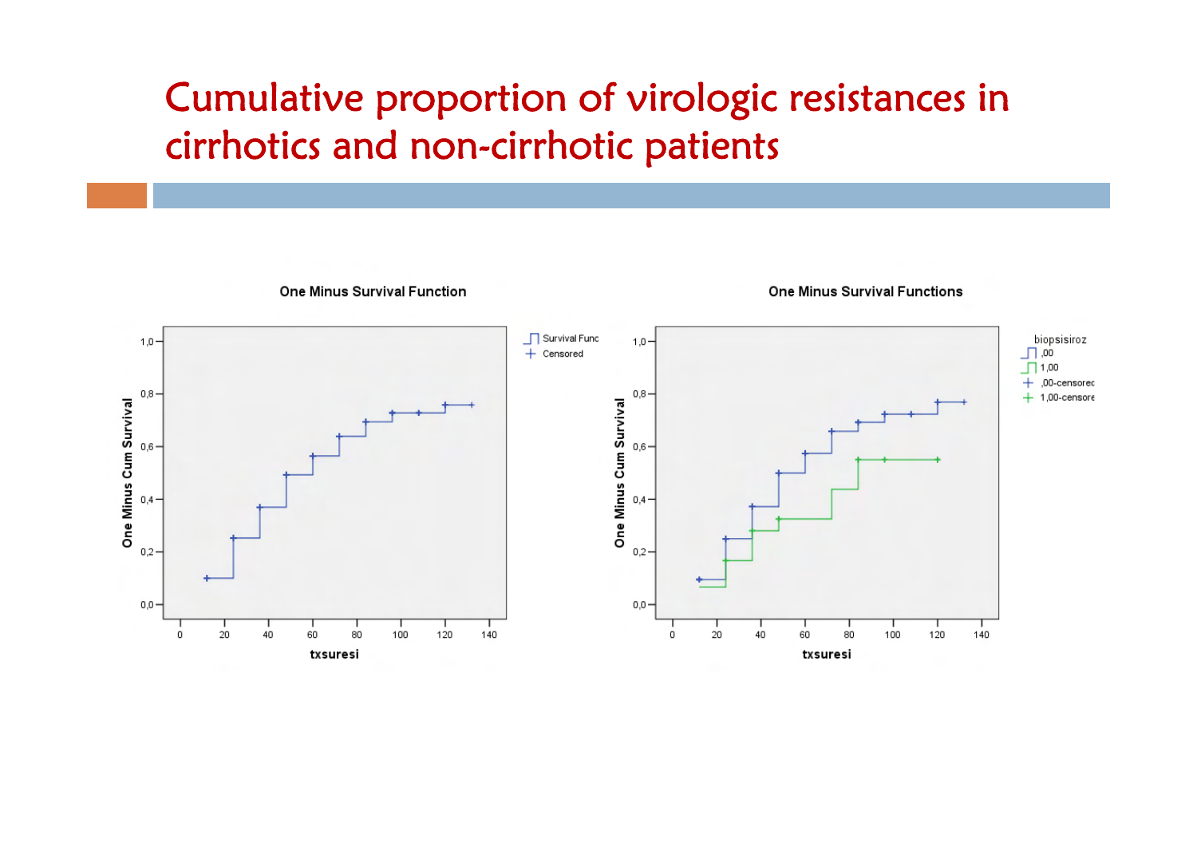# Cumulative proportion of virologic resistances in cirrhotics and non-cirrhotic patients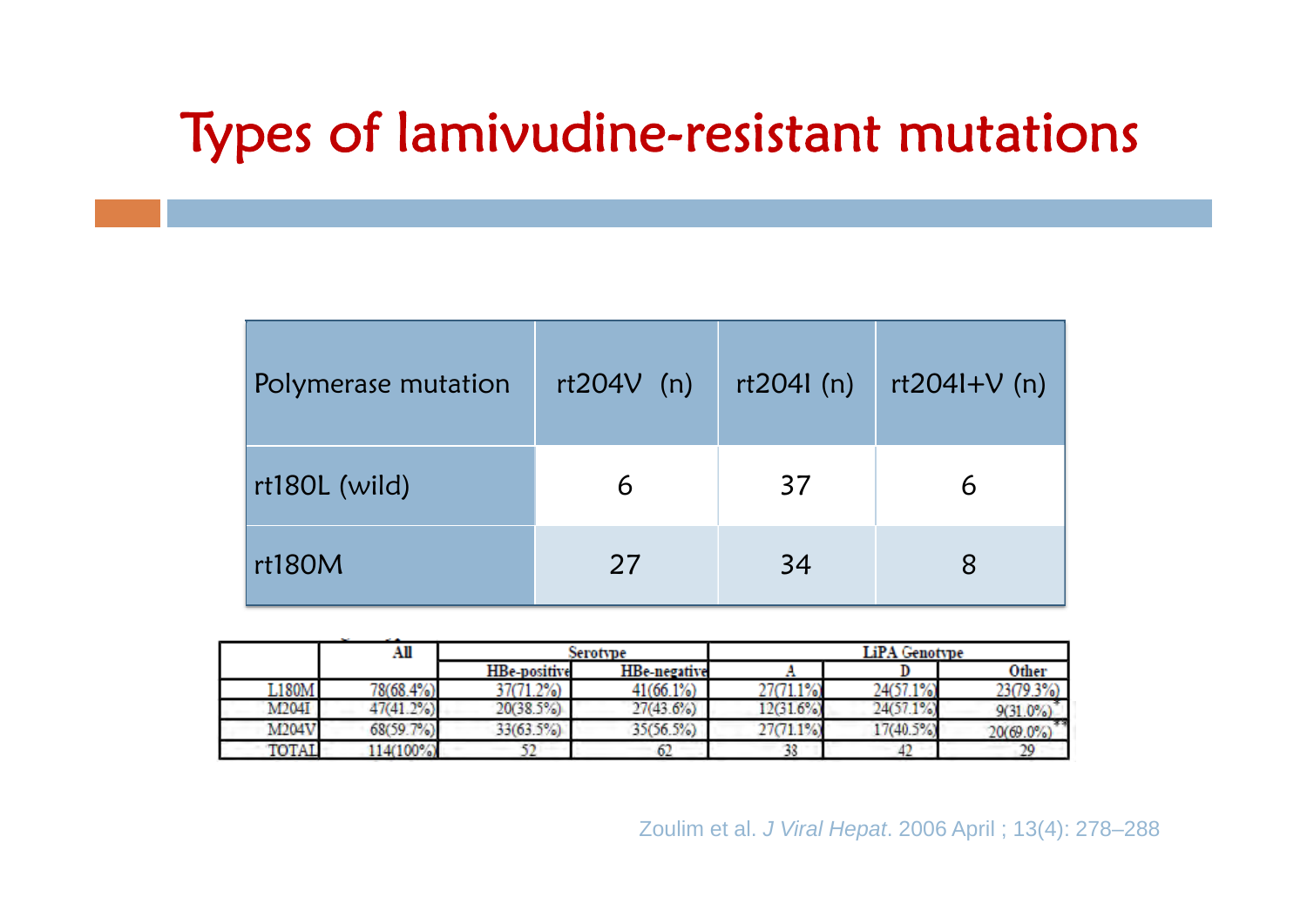# Types of lamivudine-resistant mutations

| Polymerase mutation | rt204V (n) | rt204I (n) | rt204I+V (n) |
|---|---|---|---|
| rt180L (wild) | 6 | 37 | 6 |
| rt180M | 27 | 34 | 8 |

| | All | Serotype | | LiPA Genotype | | |
|---|---|---|---|---|---|---|
| | | HBe-positive | HBe-negative | A | D | Other |
| L180M | 78(68.4%) | 37(71.2%) | 41(66.1%) | 27(71.1%) | 24(57.1%) | 23(79.3%) |
| M204I | 47(41.2%) | 20(38.5%) | 27(43.6%) | 12(31.6%) | 24(57.1%) | 9(31.0%)* |
| M204V | 68(59.7%) | 33(63.5%) | 35(56.5%) | 27(71.1%) | 17(40.5%) | 20(69.0%)** |
| TOTAL | 114(100%) | 52 | 62 | 38 | 42 | 29 |

Zoulim et al. *J Viral Hepat*. 2006 April ; 13(4): 278–288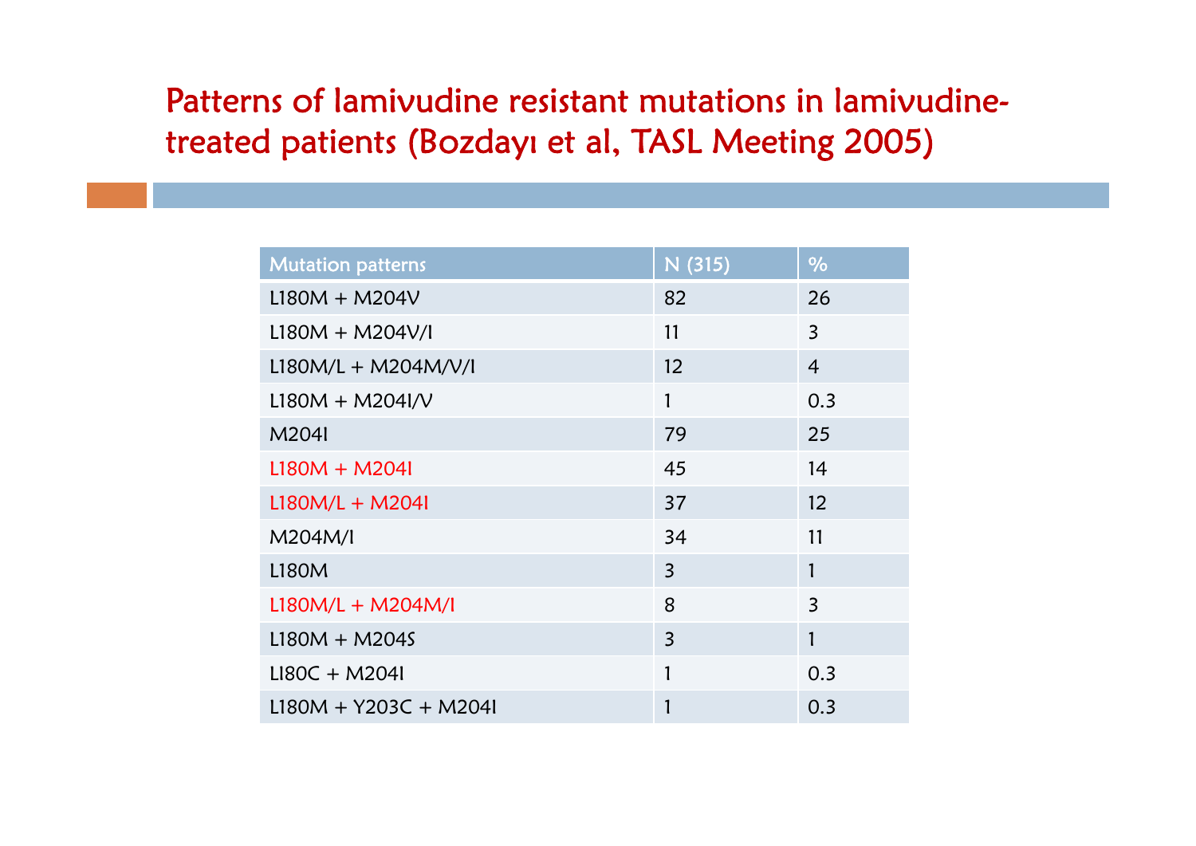# Patterns of lamivudine resistant mutations in lamivudine-treated patients (Bozdayı et al, TASL Meeting 2005)

| Mutation patterns | N (315) | % |
|---|---|---|
| L180M + M204V | 82 | 26 |
| L180M + M204V/I | 11 | 3 |
| L180M/L + M204M/V/I | 12 | 4 |
| L180M + M204I/V | 1 | 0.3 |
| M204I | 79 | 25 |
| L180M + M204I | 45 | 14 |
| L180M/L + M204I | 37 | 12 |
| M204M/I | 34 | 11 |
| L180M | 3 | 1 |
| L180M/L + M204M/I | 8 | 3 |
| L180M + M204S | 3 | 1 |
| LI80C + M204I | 1 | 0.3 |
| L180M + Y203C + M204I | 1 | 0.3 |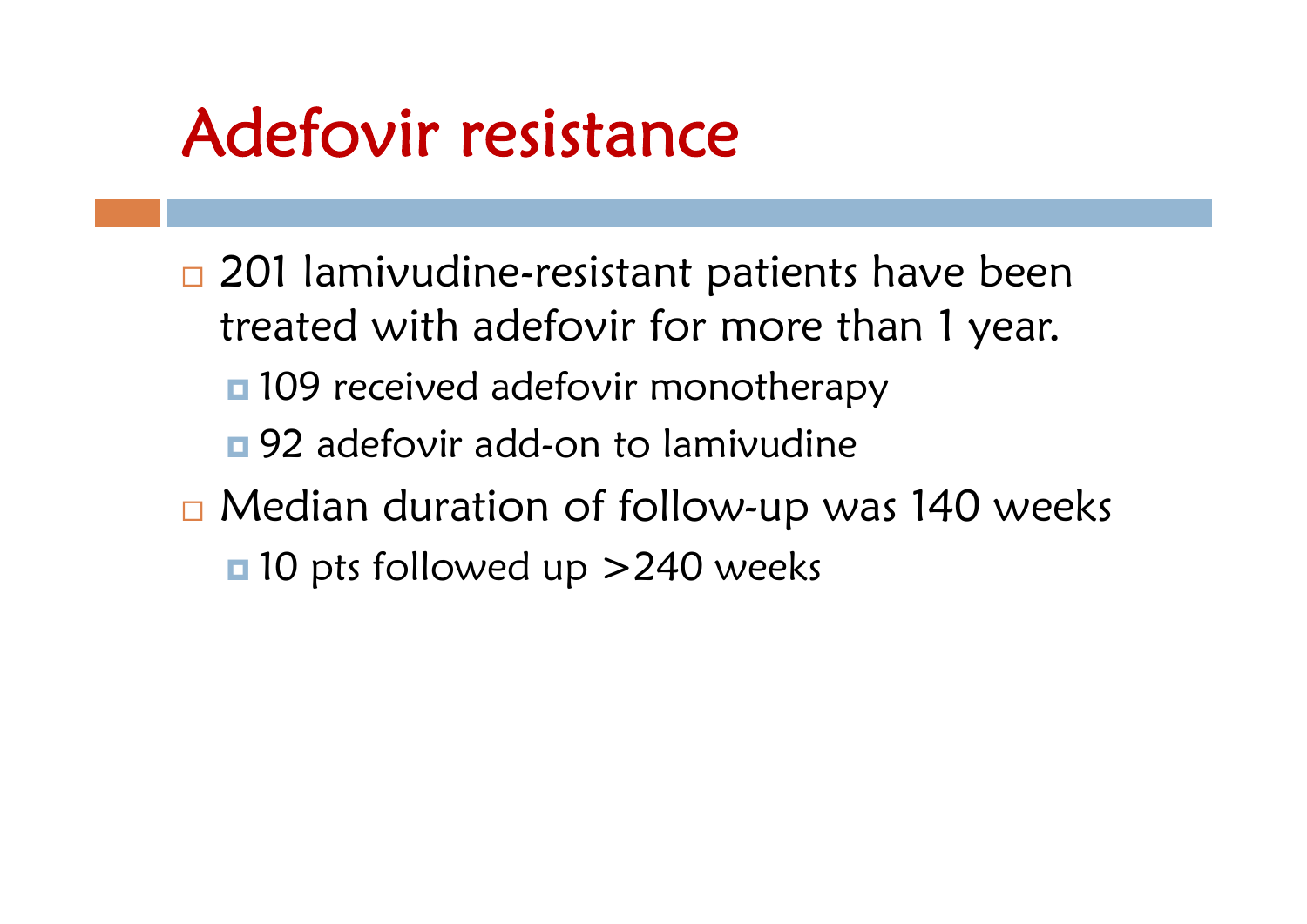# Adefovir resistance

- 201 lamivudine-resistant patients have been treated with adefovir for more than 1 year.
  - 109 received adefovir monotherapy
  - 92 adefovir add-on to lamivudine
- Median duration of follow-up was 140 weeks
  - 10 pts followed up >240 weeks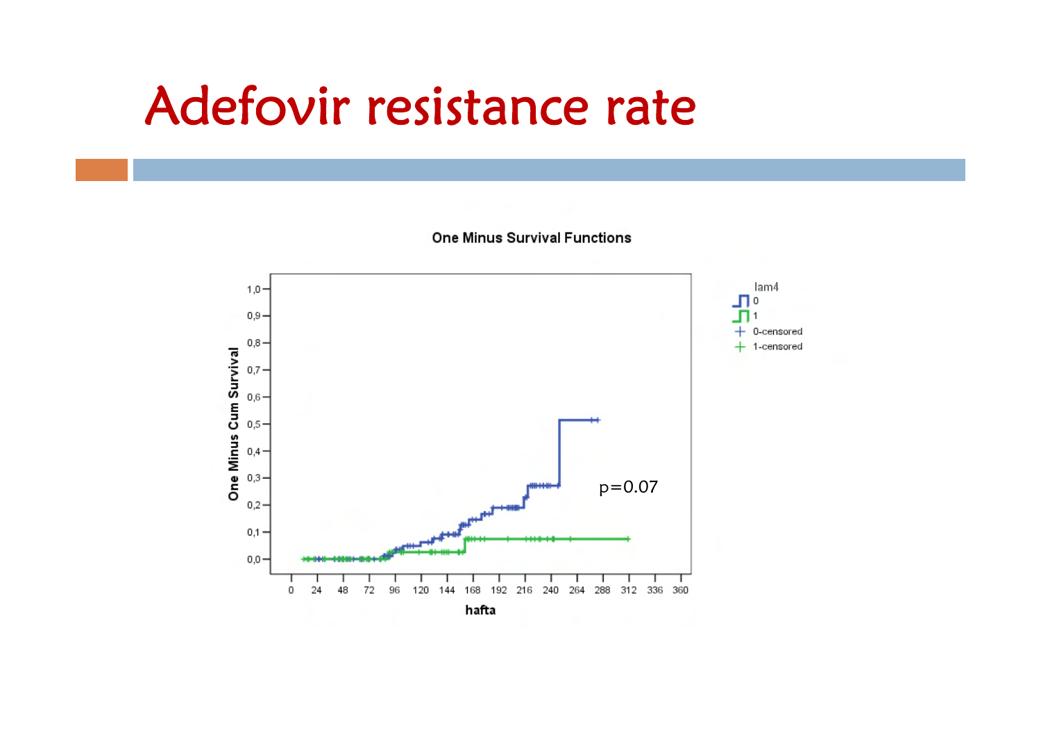# Adefovir resistance rate

One Minus Survival Functions

One Minus Cum Survival

hafta

lam4

- 0
- 1
- 0-censored
- 1-censored

$p=0.07$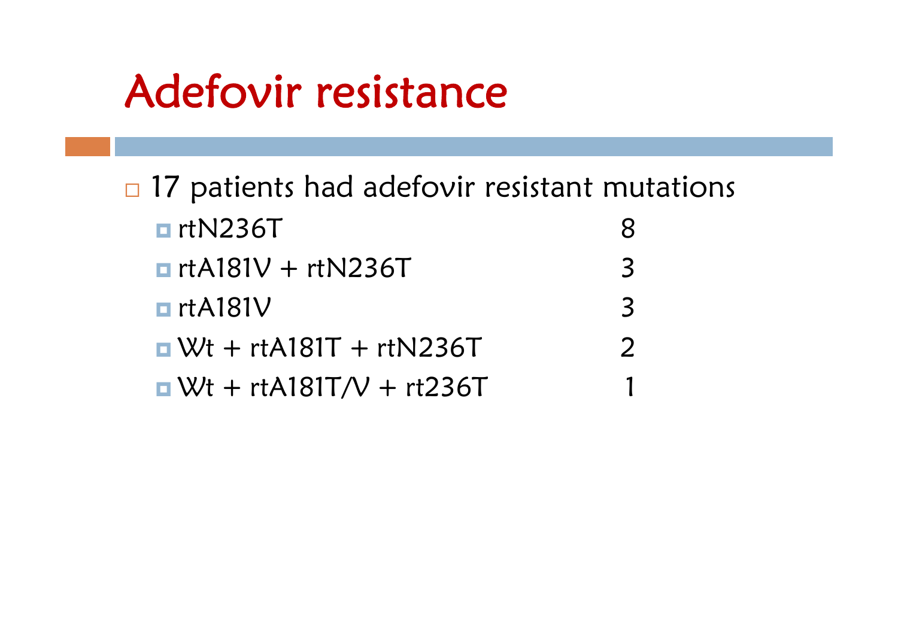# Adefovir resistance

- 17 patients had adefovir resistant mutations
  - rtN236T 8
  - rtA181V + rtN236T 3
  - rtA181V 3
  - Wt + rtA181T + rtN236T 2
  - Wt + rtA181T/V + rt236T 1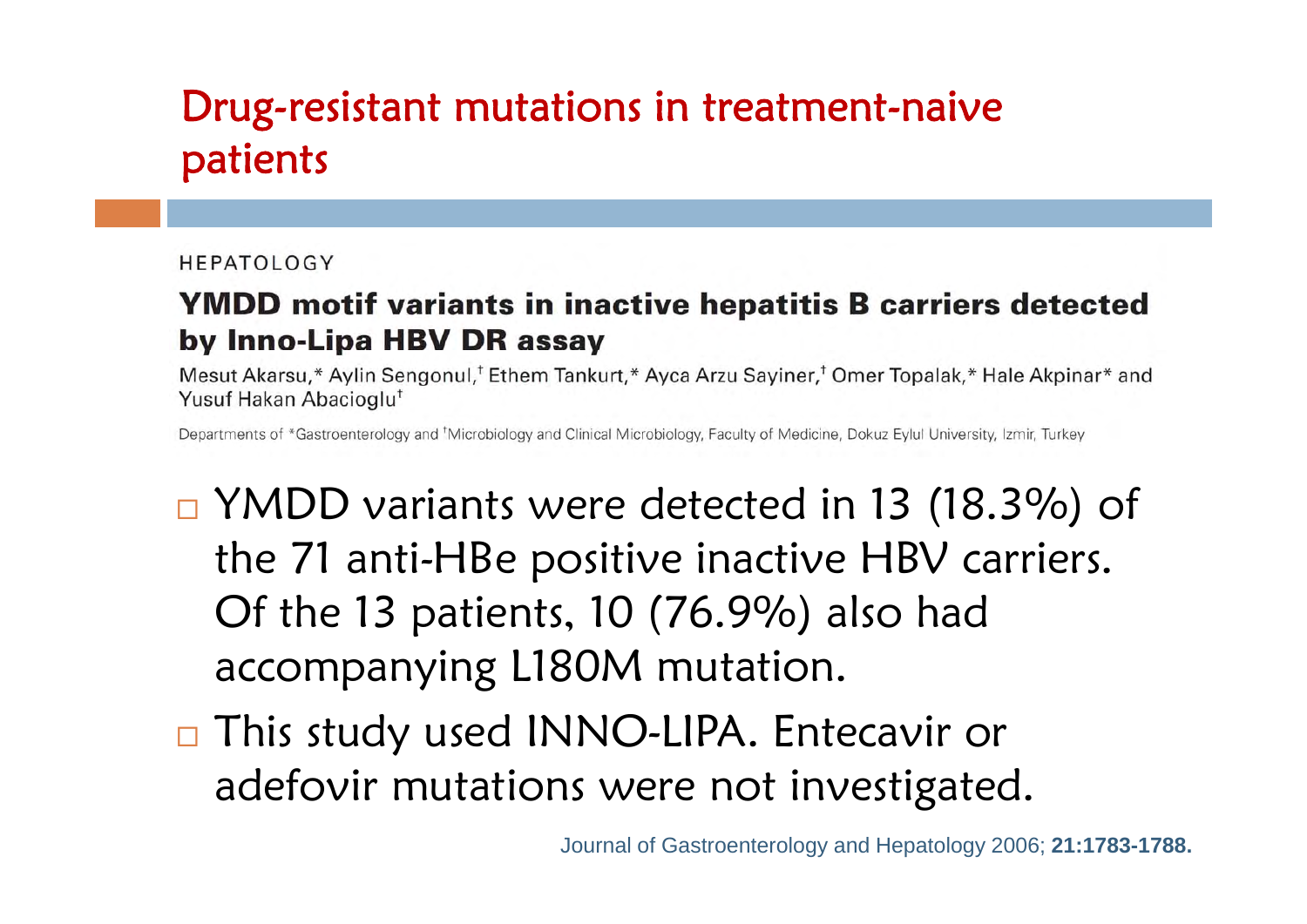# Drug-resistant mutations in treatment-naive patients

HEPATOLOGY

## YMDD motif variants in inactive hepatitis B carriers detected by Inno-Lipa HBV DR assay

Mesut Akarsu,* Aylin Sengonul,† Ethem Tankurt,* Ayca Arzu Sayiner,† Omer Topalak,* Hale Akpinar* and Yusuf Hakan Abacioglu†

Departments of *Gastroenterology and †Microbiology and Clinical Microbiology, Faculty of Medicine, Dokuz Eylul University, Izmir, Turkey

- YMDD variants were detected in 13 (18.3%) of the 71 anti-HBe positive inactive HBV carriers. Of the 13 patients, 10 (76.9%) also had accompanying L180M mutation.
- This study used INNO-LIPA. Entecavir or adefovir mutations were not investigated.

Journal of Gastroenterology and Hepatology 2006; **21:1783-1788.**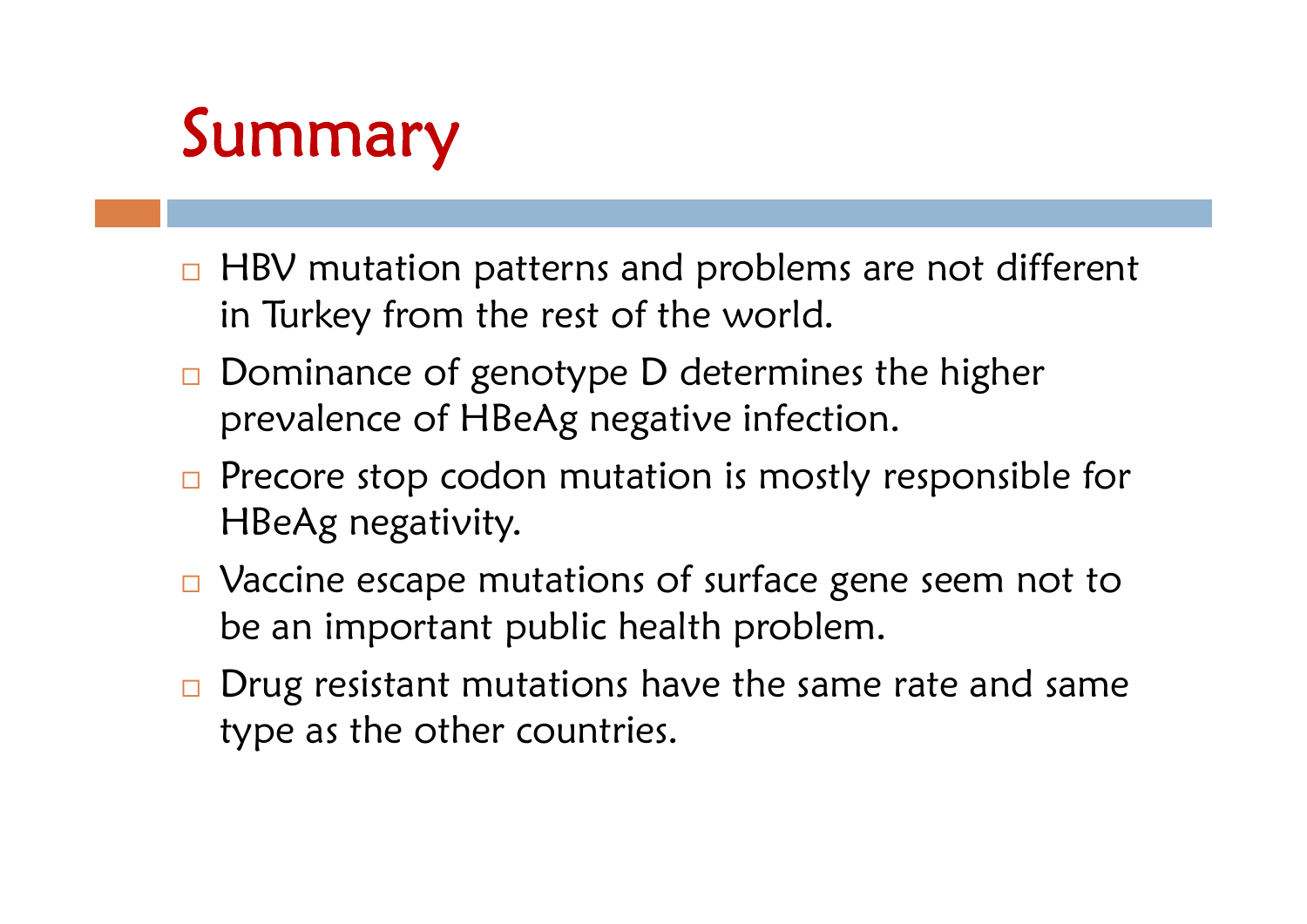# Summary

- HBV mutation patterns and problems are not different in Turkey from the rest of the world.
- Dominance of genotype D determines the higher prevalence of HBeAg negative infection.
- Precore stop codon mutation is mostly responsible for HBeAg negativity.
- Vaccine escape mutations of surface gene seem not to be an important public health problem.
- Drug resistant mutations have the same rate and same type as the other countries.